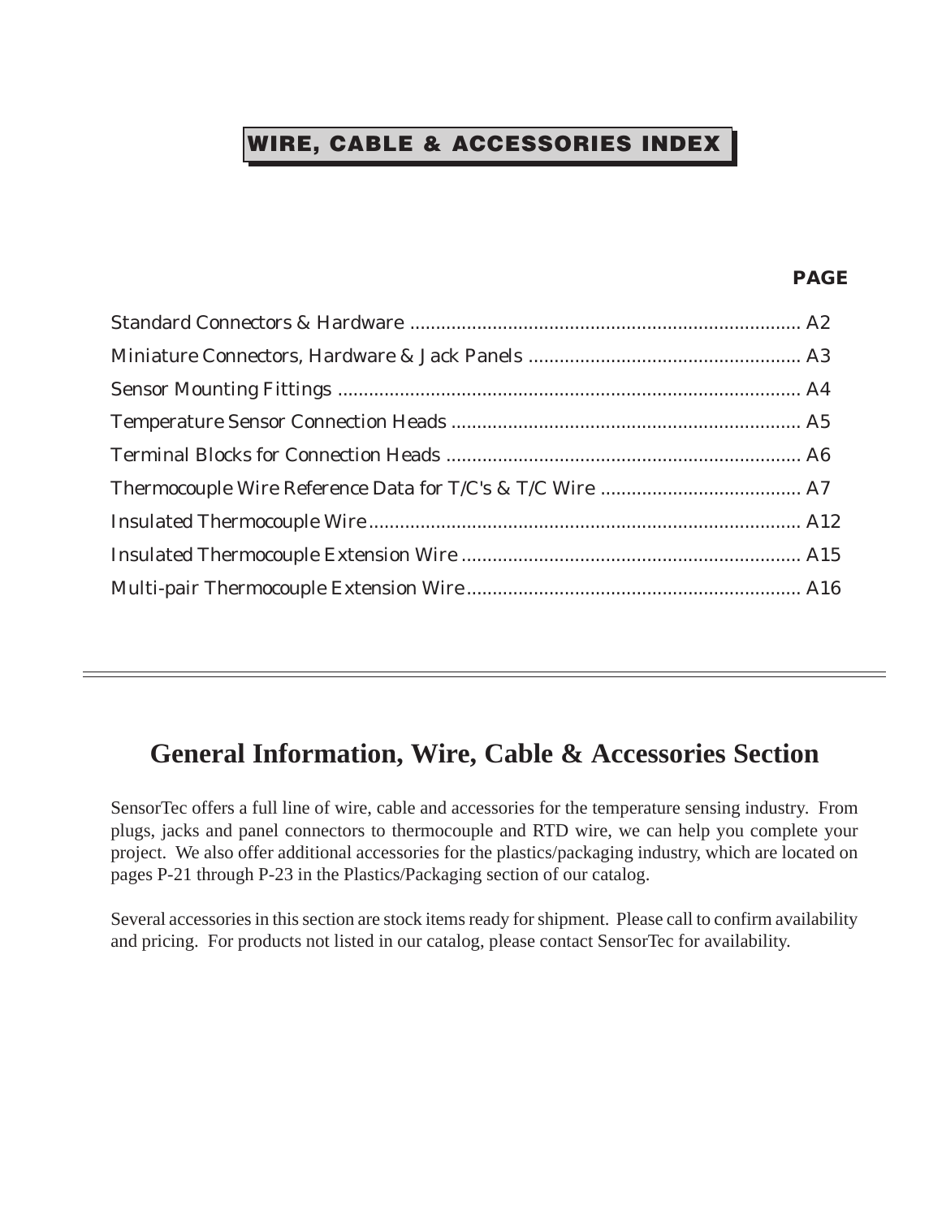# WIRE, CABLE & ACCESSORIES INDEX

| | PAGE |
|---|---|
| Standard Connectors & Hardware | A2 |
| Miniature Connectors, Hardware & Jack Panels | A3 |
| Sensor Mounting Fittings | A4 |
| Temperature Sensor Connection Heads | A5 |
| Terminal Blocks for Connection Heads | A6 |
| Thermocouple Wire Reference Data for T/C's & T/C Wire | A7 |
| Insulated Thermocouple Wire | A12 |
| Insulated Thermocouple Extension Wire | A15 |
| Multi-pair Thermocouple Extension Wire | A16 |

---

## General Information, Wire, Cable & Accessories Section

SensorTec offers a full line of wire, cable and accessories for the temperature sensing industry. From plugs, jacks and panel connectors to thermocouple and RTD wire, we can help you complete your project. We also offer additional accessories for the plastics/packaging industry, which are located on pages P-21 through P-23 in the Plastics/Packaging section of our catalog.

Several accessories in this section are stock items ready for shipment. Please call to confirm availability and pricing. For products not listed in our catalog, please contact SensorTec for availability.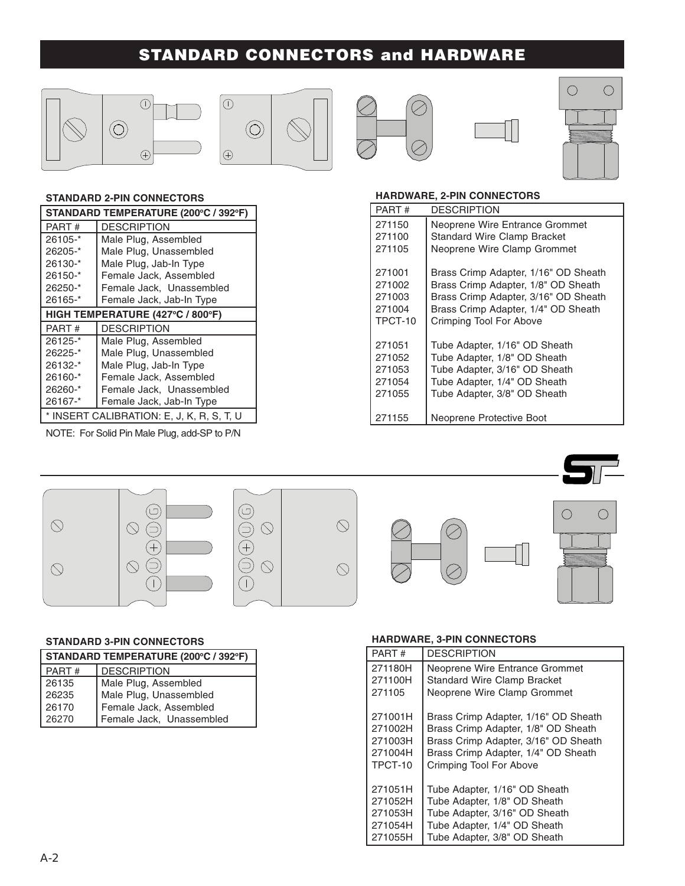# STANDARD CONNECTORS and HARDWARE

### STANDARD 2-PIN CONNECTORS

| STANDARD TEMPERATURE (200°C / 392°F) | |
|---|---|
| PART # | DESCRIPTION |
| 26105-* | Male Plug, Assembled |
| 26205-* | Male Plug, Unassembled |
| 26130-* | Male Plug, Jab-In Type |
| 26150-* | Female Jack, Assembled |
| 26250-* | Female Jack, Unassembled |
| 26165-* | Female Jack, Jab-In Type |
| **HIGH TEMPERATURE (427°C / 800°F)** | |
| PART # | DESCRIPTION |
| 26125-* | Male Plug, Assembled |
| 26225-* | Male Plug, Unassembled |
| 26132-* | Male Plug, Jab-In Type |
| 26160-* | Female Jack, Assembled |
| 26260-* | Female Jack, Unassembled |
| 26167-* | Female Jack, Jab-In Type |
| * INSERT CALIBRATION: E, J, K, R, S, T, U | |

NOTE: For Solid Pin Male Plug, add-SP to P/N

### HARDWARE, 2-PIN CONNECTORS

| PART # | DESCRIPTION |
|---|---|
| 271150 | Neoprene Wire Entrance Grommet |
| 271100 | Standard Wire Clamp Bracket |
| 271105 | Neoprene Wire Clamp Grommet |
| 271001 | Brass Crimp Adapter, 1/16" OD Sheath |
| 271002 | Brass Crimp Adapter, 1/8" OD Sheath |
| 271003 | Brass Crimp Adapter, 3/16" OD Sheath |
| 271004 | Brass Crimp Adapter, 1/4" OD Sheath |
| TPCT-10 | Crimping Tool For Above |
| 271051 | Tube Adapter, 1/16" OD Sheath |
| 271052 | Tube Adapter, 1/8" OD Sheath |
| 271053 | Tube Adapter, 3/16" OD Sheath |
| 271054 | Tube Adapter, 1/4" OD Sheath |
| 271055 | Tube Adapter, 3/8" OD Sheath |
| 271155 | Neoprene Protective Boot |

### STANDARD 3-PIN CONNECTORS

| STANDARD TEMPERATURE (200°C / 392°F) | |
|---|---|
| PART # | DESCRIPTION |
| 26135 | Male Plug, Assembled |
| 26235 | Male Plug, Unassembled |
| 26170 | Female Jack, Assembled |
| 26270 | Female Jack, Unassembled |

### HARDWARE, 3-PIN CONNECTORS

| PART # | DESCRIPTION |
|---|---|
| 271180H | Neoprene Wire Entrance Grommet |
| 271100H | Standard Wire Clamp Bracket |
| 271105 | Neoprene Wire Clamp Grommet |
| 271001H | Brass Crimp Adapter, 1/16" OD Sheath |
| 271002H | Brass Crimp Adapter, 1/8" OD Sheath |
| 271003H | Brass Crimp Adapter, 3/16" OD Sheath |
| 271004H | Brass Crimp Adapter, 1/4" OD Sheath |
| TPCT-10 | Crimping Tool For Above |
| 271051H | Tube Adapter, 1/16" OD Sheath |
| 271052H | Tube Adapter, 1/8" OD Sheath |
| 271053H | Tube Adapter, 3/16" OD Sheath |
| 271054H | Tube Adapter, 1/4" OD Sheath |
| 271055H | Tube Adapter, 3/8" OD Sheath |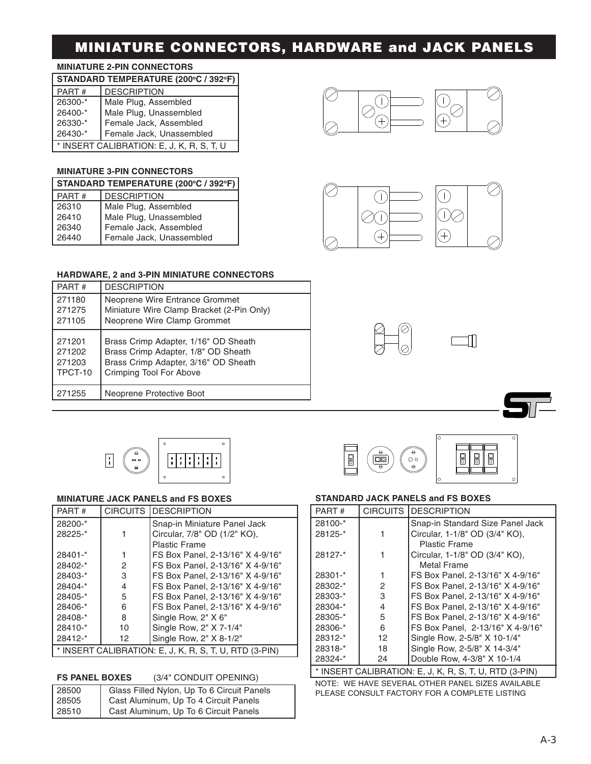# MINIATURE CONNECTORS, HARDWARE and JACK PANELS

### MINIATURE 2-PIN CONNECTORS

| STANDARD TEMPERATURE (200°C / 392°F) | |
|---|---|
| PART # | DESCRIPTION |
| 26300-* | Male Plug, Assembled |
| 26400-* | Male Plug, Unassembled |
| 26330-* | Female Jack, Assembled |
| 26430-* | Female Jack, Unassembled |
| * INSERT CALIBRATION: E, J, K, R, S, T, U | |

### MINIATURE 3-PIN CONNECTORS

| STANDARD TEMPERATURE (200°C / 392°F) | |
|---|---|
| PART # | DESCRIPTION |
| 26310 | Male Plug, Assembled |
| 26410 | Male Plug, Unassembled |
| 26340 | Female Jack, Assembled |
| 26440 | Female Jack, Unassembled |

### HARDWARE, 2 and 3-PIN MINIATURE CONNECTORS

| PART # | DESCRIPTION |
|---|---|
| 271180 | Neoprene Wire Entrance Grommet |
| 271275 | Miniature Wire Clamp Bracket (2-Pin Only) |
| 271105 | Neoprene Wire Clamp Grommet |
| 271201 | Brass Crimp Adapter, 1/16" OD Sheath |
| 271202 | Brass Crimp Adapter, 1/8" OD Sheath |
| 271203 | Brass Crimp Adapter, 3/16" OD Sheath |
| TPCT-10 | Crimping Tool For Above |
| 271255 | Neoprene Protective Boot |

### MINIATURE JACK PANELS and FS BOXES

| PART # | CIRCUITS | DESCRIPTION |
|---|---|---|
| 28200-* | | Snap-in Miniature Panel Jack |
| 28225-* | 1 | Circular, 7/8" OD (1/2" KO), Plastic Frame |
| 28401-* | 1 | FS Box Panel, 2-13/16" X 4-9/16" |
| 28402-* | 2 | FS Box Panel, 2-13/16" X 4-9/16" |
| 28403-* | 3 | FS Box Panel, 2-13/16" X 4-9/16" |
| 28404-* | 4 | FS Box Panel, 2-13/16" X 4-9/16" |
| 28405-* | 5 | FS Box Panel, 2-13/16" X 4-9/16" |
| 28406-* | 6 | FS Box Panel, 2-13/16" X 4-9/16" |
| 28408-* | 8 | Single Row, 2" X 6" |
| 28410-* | 10 | Single Row, 2" X 7-1/4" |
| 28412-* | 12 | Single Row, 2" X 8-1/2" |
| * INSERT CALIBRATION: E, J, K, R, S, T, U, RTD (3-PIN) | | |

### FS PANEL BOXES (3/4" CONDUIT OPENING)

| PART # | DESCRIPTION |
|---|---|
| 28500 | Glass Filled Nylon, Up To 6 Circuit Panels |
| 28505 | Cast Aluminum, Up To 4 Circuit Panels |
| 28510 | Cast Aluminum, Up To 6 Circuit Panels |

### STANDARD JACK PANELS and FS BOXES

| PART # | CIRCUITS | DESCRIPTION |
|---|---|---|
| 28100-* | | Snap-in Standard Size Panel Jack |
| 28125-* | 1 | Circular, 1-1/8" OD (3/4" KO), Plastic Frame |
| 28127-* | 1 | Circular, 1-1/8" OD (3/4" KO), Metal Frame |
| 28301-* | 1 | FS Box Panel, 2-13/16" X 4-9/16" |
| 28302-* | 2 | FS Box Panel, 2-13/16" X 4-9/16" |
| 28303-* | 3 | FS Box Panel, 2-13/16" X 4-9/16" |
| 28304-* | 4 | FS Box Panel, 2-13/16" X 4-9/16" |
| 28305-* | 5 | FS Box Panel, 2-13/16" X 4-9/16" |
| 28306-* | 6 | FS Box Panel, 2-13/16" X 4-9/16" |
| 28312-* | 12 | Single Row, 2-5/8" X 10-1/4" |
| 28318-* | 18 | Single Row, 2-5/8" X 14-3/4" |
| 28324-* | 24 | Double Row, 4-3/8" X 10-1/4 |
| * INSERT CALIBRATION: E, J, K, R, S, T, U, RTD (3-PIN) | | |

NOTE: WE HAVE SEVERAL OTHER PANEL SIZES AVAILABLE PLEASE CONSULT FACTORY FOR A COMPLETE LISTING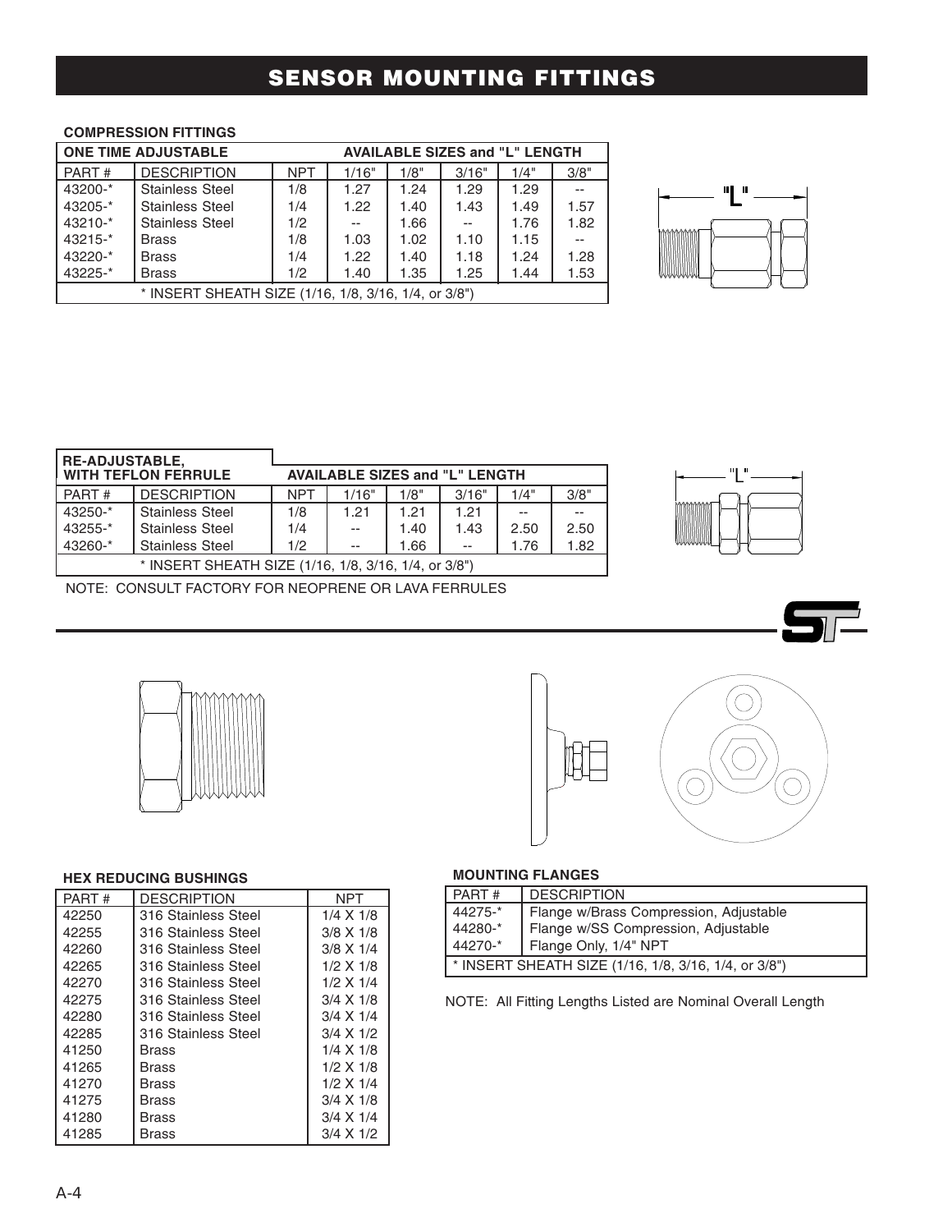# SENSOR MOUNTING FITTINGS

**COMPRESSION FITTINGS**

| ONE TIME ADJUSTABLE | | AVAILABLE SIZES and "L" LENGTH | | | | | |
|---|---|---|---|---|---|---|---|
| PART # | DESCRIPTION | NPT | 1/16" | 1/8" | 3/16" | 1/4" | 3/8" |
| 43200-* | Stainless Steel | 1/8 | 1.27 | 1.24 | 1.29 | 1.29 | -- |
| 43205-* | Stainless Steel | 1/4 | 1.22 | 1.40 | 1.43 | 1.49 | 1.57 |
| 43210-* | Stainless Steel | 1/2 | -- | 1.66 | -- | 1.76 | 1.82 |
| 43215-* | Brass | 1/8 | 1.03 | 1.02 | 1.10 | 1.15 | -- |
| 43220-* | Brass | 1/4 | 1.22 | 1.40 | 1.18 | 1.24 | 1.28 |
| 43225-* | Brass | 1/2 | 1.40 | 1.35 | 1.25 | 1.44 | 1.53 |
| * INSERT SHEATH SIZE (1/16, 1/8, 3/16, 1/4, or 3/8") | | | | | | | |

"L"

| RE-ADJUSTABLE, WITH TEFLON FERRULE | | AVAILABLE SIZES and "L" LENGTH | | | | | |
|---|---|---|---|---|---|---|---|
| PART # | DESCRIPTION | NPT | 1/16" | 1/8" | 3/16" | 1/4" | 3/8" |
| 43250-* | Stainless Steel | 1/8 | 1.21 | 1.21 | 1.21 | -- | -- |
| 43255-* | Stainless Steel | 1/4 | -- | 1.40 | 1.43 | 2.50 | 2.50 |
| 43260-* | Stainless Steel | 1/2 | -- | 1.66 | -- | 1.76 | 1.82 |
| * INSERT SHEATH SIZE (1/16, 1/8, 3/16, 1/4, or 3/8") | | | | | | | |

"L"

NOTE: CONSULT FACTORY FOR NEOPRENE OR LAVA FERRULES

**HEX REDUCING BUSHINGS**

| PART # | DESCRIPTION | NPT |
|---|---|---|
| 42250 | 316 Stainless Steel | 1/4 X 1/8 |
| 42255 | 316 Stainless Steel | 3/8 X 1/8 |
| 42260 | 316 Stainless Steel | 3/8 X 1/4 |
| 42265 | 316 Stainless Steel | 1/2 X 1/8 |
| 42270 | 316 Stainless Steel | 1/2 X 1/4 |
| 42275 | 316 Stainless Steel | 3/4 X 1/8 |
| 42280 | 316 Stainless Steel | 3/4 X 1/4 |
| 42285 | 316 Stainless Steel | 3/4 X 1/2 |
| 41250 | Brass | 1/4 X 1/8 |
| 41265 | Brass | 1/2 X 1/8 |
| 41270 | Brass | 1/2 X 1/4 |
| 41275 | Brass | 3/4 X 1/8 |
| 41280 | Brass | 3/4 X 1/4 |
| 41285 | Brass | 3/4 X 1/2 |

**MOUNTING FLANGES**

| PART # | DESCRIPTION |
|---|---|
| 44275-* | Flange w/Brass Compression, Adjustable |
| 44280-* | Flange w/SS Compression, Adjustable |
| 44270-* | Flange Only, 1/4" NPT |
| * INSERT SHEATH SIZE (1/16, 1/8, 3/16, 1/4, or 3/8") | |

NOTE: All Fitting Lengths Listed are Nominal Overall Length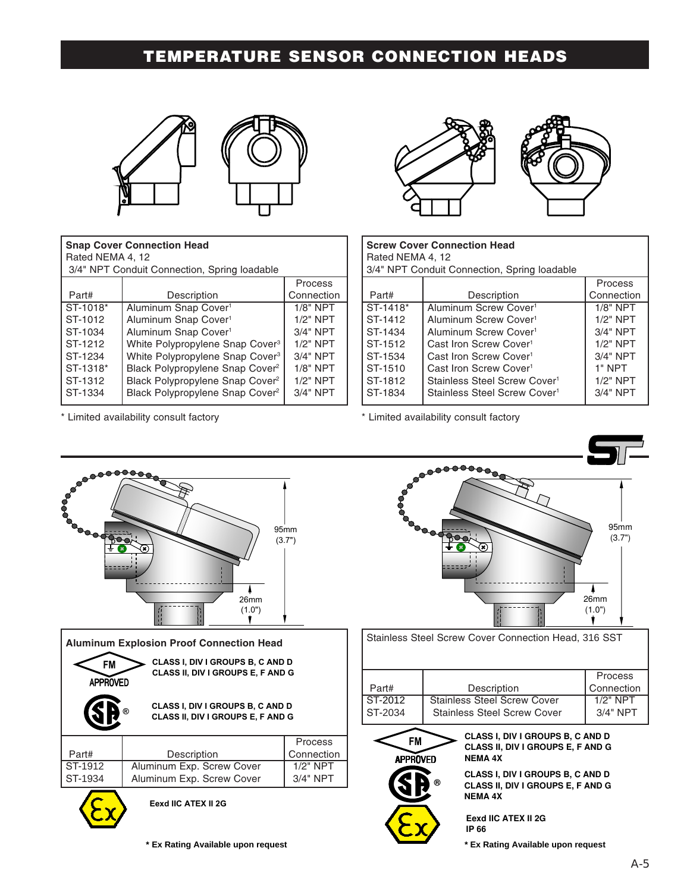# TEMPERATURE SENSOR CONNECTION HEADS

**Snap Cover Connection Head**
Rated NEMA 4, 12
3/4" NPT Conduit Connection, Spring loadable

| Part# | Description | Process Connection |
|---|---|---|
| ST-1018* | Aluminum Snap Cover[1] | 1/8" NPT |
| ST-1012 | Aluminum Snap Cover[1] | 1/2" NPT |
| ST-1034 | Aluminum Snap Cover[1] | 3/4" NPT |
| ST-1212 | White Polypropylene Snap Cover[3] | 1/2" NPT |
| ST-1234 | White Polypropylene Snap Cover[3] | 3/4" NPT |
| ST-1318* | Black Polypropylene Snap Cover[2] | 1/8" NPT |
| ST-1312 | Black Polypropylene Snap Cover[2] | 1/2" NPT |
| ST-1334 | Black Polypropylene Snap Cover[2] | 3/4" NPT |

* Limited availability consult factory

**Screw Cover Connection Head**
Rated NEMA 4, 12
3/4" NPT Conduit Connection, Spring loadable

| Part# | Description | Process Connection |
|---|---|---|
| ST-1418* | Aluminum Screw Cover[1] | 1/8" NPT |
| ST-1412 | Aluminum Screw Cover[1] | 1/2" NPT |
| ST-1434 | Aluminum Screw Cover[1] | 3/4" NPT |
| ST-1512 | Cast Iron Screw Cover[1] | 1/2" NPT |
| ST-1534 | Cast Iron Screw Cover[1] | 3/4" NPT |
| ST-1510 | Cast Iron Screw Cover[1] | 1" NPT |
| ST-1812 | Stainless Steel Screw Cover[1] | 1/2" NPT |
| ST-1834 | Stainless Steel Screw Cover[1] | 3/4" NPT |

* Limited availability consult factory

95mm (3.7")

26mm (1.0")

**Aluminum Explosion Proof Connection Head**

FM APPROVED — **CLASS I, DIV I GROUPS B, C AND D**
**CLASS II, DIV I GROUPS E, F AND G**

CSA — **CLASS I, DIV I GROUPS B, C AND D**
**CLASS II, DIV I GROUPS E, F AND G**

| Part# | Description | Process Connection |
|---|---|---|
| ST-1912 | Aluminum Exp. Screw Cover | 1/2" NPT |
| ST-1934 | Aluminum Exp. Screw Cover | 3/4" NPT |

Ex — **Eexd IIC ATEX II 2G**

**\* Ex Rating Available upon request**

95mm (3.7")

26mm (1.0")

Stainless Steel Screw Cover Connection Head, 316 SST

| Part# | Description | Process Connection |
|---|---|---|
| ST-2012 | Stainless Steel Screw Cover | 1/2" NPT |
| ST-2034 | Stainless Steel Screw Cover | 3/4" NPT |

FM APPROVED — **CLASS I, DIV I GROUPS B, C AND D**
**CLASS II, DIV I GROUPS E, F AND G**
**NEMA 4X**

CSA — **CLASS I, DIV I GROUPS B, C AND D**
**CLASS II, DIV I GROUPS E, F AND G**
**NEMA 4X**

Ex — **Eexd IIC ATEX II 2G**
**IP 66**

**\* Ex Rating Available upon request**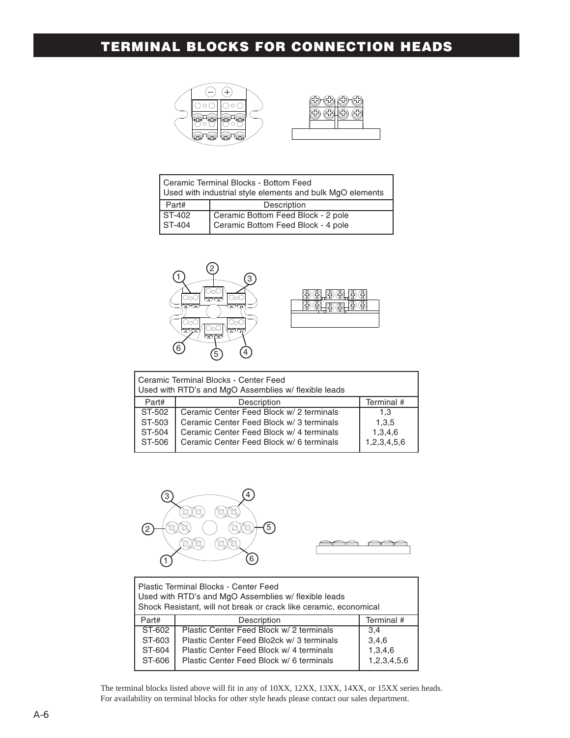# TERMINAL BLOCKS FOR CONNECTION HEADS

| Ceramic Terminal Blocks - Bottom Feed<br>Used with industrial style elements and bulk MgO elements | |
|---|---|
| Part# | Description |
| ST-402 | Ceramic Bottom Feed Block - 2 pole |
| ST-404 | Ceramic Bottom Feed Block - 4 pole |

| Ceramic Terminal Blocks - Center Feed<br>Used with RTD's and MgO Assemblies w/ flexible leads | | |
|---|---|---|
| Part# | Description | Terminal # |
| ST-502 | Ceramic Center Feed Block w/ 2 terminals | 1,3 |
| ST-503 | Ceramic Center Feed Block w/ 3 terminals | 1,3,5 |
| ST-504 | Ceramic Center Feed Block w/ 4 terminals | 1,3,4,6 |
| ST-506 | Ceramic Center Feed Block w/ 6 terminals | 1,2,3,4,5,6 |

| Plastic Terminal Blocks - Center Feed<br>Used with RTD's and MgO Assemblies w/ flexible leads<br>Shock Resistant, will not break or crack like ceramic, economical | | |
|---|---|---|
| Part# | Description | Terminal # |
| ST-602 | Plastic Center Feed Block w/ 2 terminals | 3,4 |
| ST-603 | Plastic Center Feed Blo2ck w/ 3 terminals | 3,4,6 |
| ST-604 | Plastic Center Feed Block w/ 4 terminals | 1,3,4,6 |
| ST-606 | Plastic Center Feed Block w/ 6 terminals | 1,2,3,4,5,6 |

The terminal blocks listed above will fit in any of 10XX, 12XX, 13XX, 14XX, or 15XX series heads.
For availability on terminal blocks for other style heads please contact our sales department.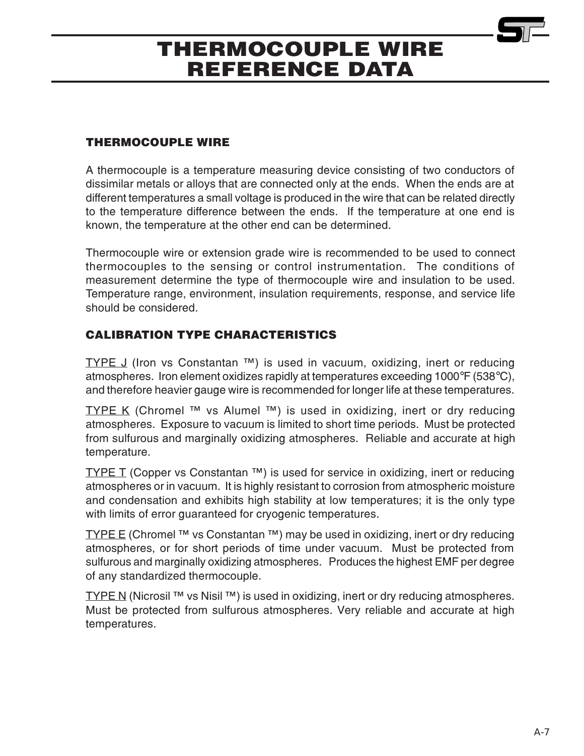# THERMOCOUPLE WIRE REFERENCE DATA

## THERMOCOUPLE WIRE

A thermocouple is a temperature measuring device consisting of two conductors of dissimilar metals or alloys that are connected only at the ends. When the ends are at different temperatures a small voltage is produced in the wire that can be related directly to the temperature difference between the ends. If the temperature at one end is known, the temperature at the other end can be determined.

Thermocouple wire or extension grade wire is recommended to be used to connect thermocouples to the sensing or control instrumentation. The conditions of measurement determine the type of thermocouple wire and insulation to be used. Temperature range, environment, insulation requirements, response, and service life should be considered.

## CALIBRATION TYPE CHARACTERISTICS

TYPE J (Iron vs Constantan ™) is used in vacuum, oxidizing, inert or reducing atmospheres. Iron element oxidizes rapidly at temperatures exceeding 1000°F (538°C), and therefore heavier gauge wire is recommended for longer life at these temperatures.

TYPE K (Chromel ™ vs Alumel ™) is used in oxidizing, inert or dry reducing atmospheres. Exposure to vacuum is limited to short time periods. Must be protected from sulfurous and marginally oxidizing atmospheres. Reliable and accurate at high temperature.

TYPE T (Copper vs Constantan ™) is used for service in oxidizing, inert or reducing atmospheres or in vacuum. It is highly resistant to corrosion from atmospheric moisture and condensation and exhibits high stability at low temperatures; it is the only type with limits of error guaranteed for cryogenic temperatures.

TYPE E (Chromel ™ vs Constantan ™) may be used in oxidizing, inert or dry reducing atmospheres, or for short periods of time under vacuum. Must be protected from sulfurous and marginally oxidizing atmospheres. Produces the highest EMF per degree of any standardized thermocouple.

TYPE N (Nicrosil ™ vs Nisil ™) is used in oxidizing, inert or dry reducing atmospheres. Must be protected from sulfurous atmospheres. Very reliable and accurate at high temperatures.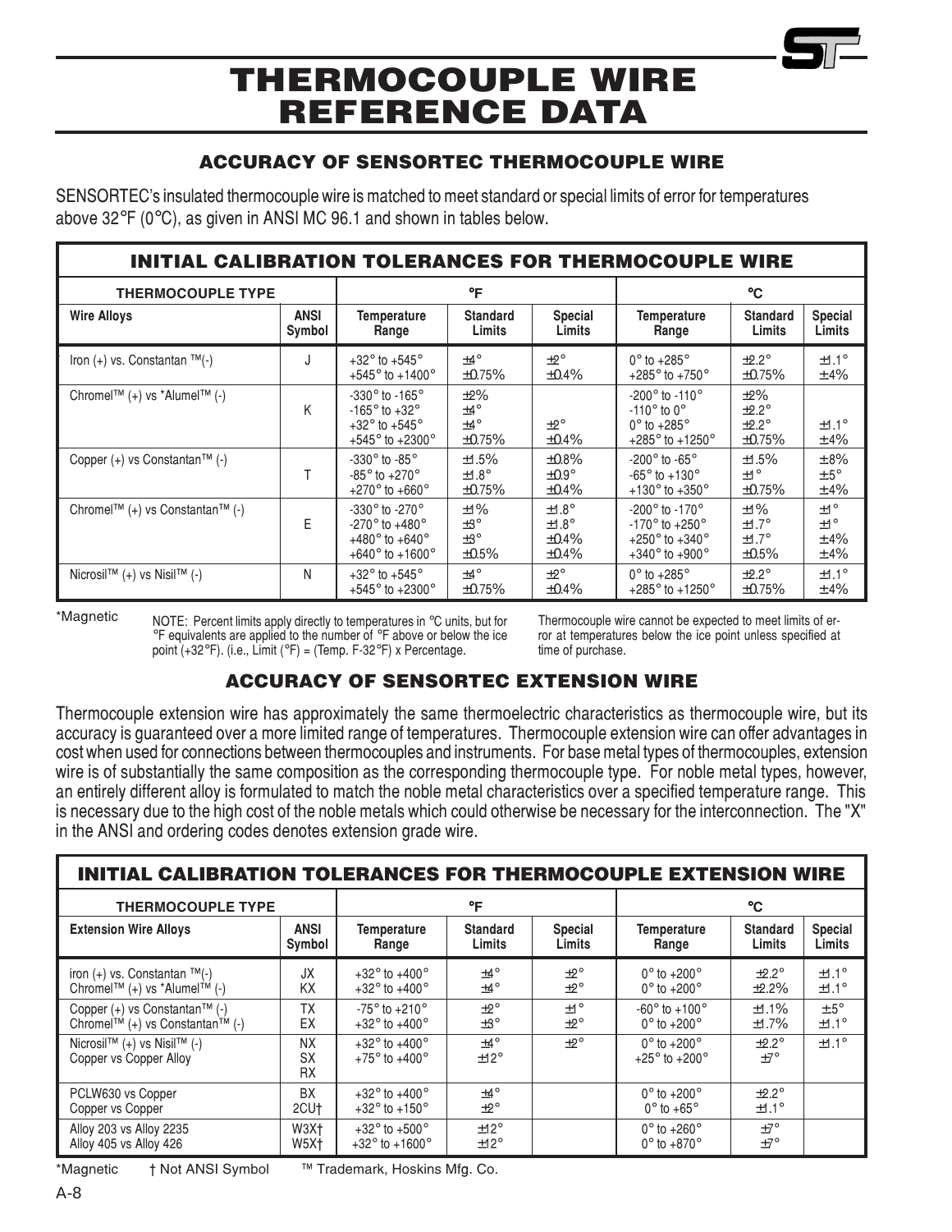// THERMOCOUPLE WIRE REFERENCE DATA

## ACCURACY OF SENSORTEC THERMOCOUPLE WIRE

SENSORTEC's insulated thermocouple wire is matched to meet standard or special limits of error for temperatures above 32°F (0°C), as given in ANSI MC 96.1 and shown in tables below.

### INITIAL CALIBRATION TOLERANCES FOR THERMOCOUPLE WIRE

| THERMOCOUPLE TYPE | | °F | | | °C | | |
|---|---|---|---|---|---|---|---|
| **Wire Alloys** | **ANSI Symbol** | **Temperature Range** | **Standard Limits** | **Special Limits** | **Temperature Range** | **Standard Limits** | **Special Limits** |
| Iron (+) vs. Constantan ™(-) | J | +32° to +545°<br>+545° to +1400° | ±4°<br>±0.75% | ±2°<br>±0.4% | 0° to +285°<br>+285° to +750° | ±2.2°<br>±0.75% | ±1.1°<br>±4% |
| Chromel™ (+) vs *Alumel™ (-) | K | -330° to -165°<br>-165° to +32°<br>+32° to +545°<br>+545° to +2300° | ±2%<br>±4°<br>±4°<br>±0.75% | <br><br>±2°<br>±0.4% | -200° to -110°<br>-110° to 0°<br>0° to +285°<br>+285° to +1250° | ±2%<br>±2.2°<br>±2.2°<br>±0.75% | <br><br>±1.1°<br>±4% |
| Copper (+) vs Constantan™ (-) | T | -330° to -85°<br>-85° to +270°<br>+270° to +660° | ±1.5%<br>±1.8°<br>±0.75% | ±0.8%<br>±0.9°<br>±0.4% | -200° to -65°<br>-65° to +130°<br>+130° to +350° | ±1.5%<br>±1°<br>±0.75% | ±.8%<br>±.5°<br>±.4% |
| Chromel™ (+) vs Constantan™ (-) | E | -330° to -270°<br>-270° to +480°<br>+480° to +640°<br>+640° to +1600° | ±1%<br>±3°<br>±3°<br>±0.5% | ±1.8°<br>±1.8°<br>±0.4%<br>±0.4% | -200° to -170°<br>-170° to +250°<br>+250° to +340°<br>+340° to +900° | ±1%<br>±1.7°<br>±1.7°<br>±0.5% | ±1°<br>±1°<br>±4%<br>±4% |
| Nicrosil™ (+) vs Nisil™ (-) | N | +32° to +545°<br>+545° to +2300° | ±4°<br>±0.75% | ±2°<br>±0.4% | 0° to +285°<br>+285° to +1250° | ±2.2°<br>±0.75% | ±1.1°<br>±4% |

*Magnetic

NOTE: Percent limits apply directly to temperatures in °C units, but for °F equivalents are applied to the number of °F above or below the ice point (+32°F). (i.e., Limit (°F) = (Temp. F-32°F) x Percentage.

Thermocouple wire cannot be expected to meet limits of error at temperatures below the ice point unless specified at time of purchase.

## ACCURACY OF SENSORTEC EXTENSION WIRE

Thermocouple extension wire has approximately the same thermoelectric characteristics as thermocouple wire, but its accuracy is guaranteed over a more limited range of temperatures. Thermocouple extension wire can offer advantages in cost when used for connections between thermocouples and instruments. For base metal types of thermocouples, extension wire is of substantially the same composition as the corresponding thermocouple type. For noble metal types, however, an entirely different alloy is formulated to match the noble metal characteristics over a specified temperature range. This is necessary due to the high cost of the noble metals which could otherwise be necessary for the interconnection. The "X" in the ANSI and ordering codes denotes extension grade wire.

### INITIAL CALIBRATION TOLERANCES FOR THERMOCOUPLE EXTENSION WIRE

| THERMOCOUPLE TYPE | | °F | | | °C | | |
|---|---|---|---|---|---|---|---|
| **Extension Wire Alloys** | **ANSI Symbol** | **Temperature Range** | **Standard Limits** | **Special Limits** | **Temperature Range** | **Standard Limits** | **Special Limits** |
| iron (+) vs. Constantan ™(-)<br>Chromel™ (+) vs *Alumel™ (-) | JX<br>KX | +32° to +400°<br>+32° to +400° | ±4°<br>±4° | ±2°<br>±2° | 0° to +200°<br>0° to +200° | ±2.2°<br>±2.2% | ±1.1°<br>±1.1° |
| Copper (+) vs Constantan™ (-)<br>Chromel™ (+) vs Constantan™ (-) | TX<br>EX | -75° to +210°<br>+32° to +400° | ±2°<br>±3° | ±1°<br>±2° | -60° to +100°<br>0° to +200° | ±1.1%<br>±1.7% | ±.5°<br>±1.1° |
| Nicrosil™ (+) vs Nisil™ (-)<br>Copper vs Copper Alloy | NX<br>SX<br>RX | +32° to +400°<br>+75° to +400° | ±4°<br>±12° | ±2° | 0° to +200°<br>+25° to +200° | ±2.2°<br>±7° | ±1.1° |
| PCLW630 vs Copper<br>Copper vs Copper | BX<br>2CU† | +32° to +400°<br>+32° to +150° | ±4°<br>±2° | | 0° to +200°<br>0° to +65° | ±2.2°<br>±1.1° | |
| Alloy 203 vs Alloy 2235<br>Alloy 405 vs Alloy 426 | W3X†<br>W5X† | +32° to +500°<br>+32° to +1600° | ±12°<br>±12° | | 0° to +260°<br>0° to +870° | ±7°<br>±7° | |

*Magnetic † Not ANSI Symbol ™ Trademark, Hoskins Mfg. Co.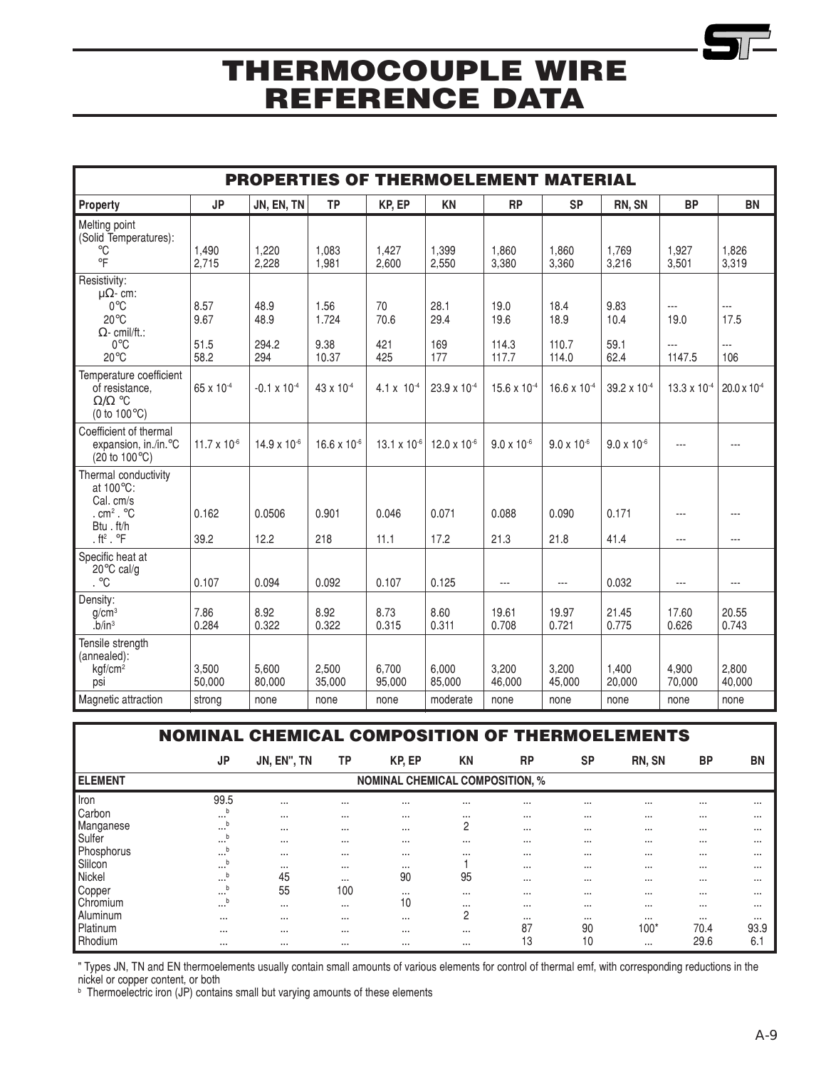# THERMOCOUPLE WIRE REFERENCE DATA

## PROPERTIES OF THERMOELEMENT MATERIAL

| Property | JP | JN, EN, TN | TP | KP, EP | KN | RP | SP | RN, SN | BP | BN |
|---|---|---|---|---|---|---|---|---|---|---|
| Melting point (Solid Temperatures): °C | 1,490 | 1,220 | 1,083 | 1,427 | 1,399 | 1,860 | 1,860 | 1,769 | 1,927 | 1,826 |
| °F | 2,715 | 2,228 | 1,981 | 2,600 | 2,550 | 3,380 | 3,360 | 3,216 | 3,501 | 3,319 |
| Resistivity: μΩ- cm: 0°C | 8.57 | 48.9 | 1.56 | 70 | 28.1 | 19.0 | 18.4 | 9.83 | --- | --- |
| 20°C | 9.67 | 48.9 | 1.724 | 70.6 | 29.4 | 19.6 | 18.9 | 10.4 | 19.0 | 17.5 |
| Ω- cmil/ft.: 0°C | 51.5 | 294.2 | 9.38 | 421 | 169 | 114.3 | 110.7 | 59.1 | --- | --- |
| 20°C | 58.2 | 294 | 10.37 | 425 | 177 | 117.7 | 114.0 | 62.4 | 1147.5 | 106 |
| Temperature coefficient of resistance, Ω/Ω °C (0 to 100°C) | $65 \times 10^{-4}$ | $-0.1 \times 10^{-4}$ | $43 \times 10^{-4}$ | $4.1 \times 10^{-4}$ | $23.9 \times 10^{-4}$ | $15.6 \times 10^{-4}$ | $16.6 \times 10^{-4}$ | $39.2 \times 10^{-4}$ | $13.3 \times 10^{-4}$ | $20.0 \times 10^{-4}$ |
| Coefficient of thermal expansion, in./in.°C (20 to 100°C) | $11.7 \times 10^{-6}$ | $14.9 \times 10^{-6}$ | $16.6 \times 10^{-6}$ | $13.1 \times 10^{-6}$ | $12.0 \times 10^{-6}$ | $9.0 \times 10^{-6}$ | $9.0 \times 10^{-6}$ | $9.0 \times 10^{-6}$ | --- | --- |
| Thermal conductivity at 100°C: Cal. cm/s . cm$^2$ . °C | 0.162 | 0.0506 | 0.901 | 0.046 | 0.071 | 0.088 | 0.090 | 0.171 | --- | --- |
| Btu . ft/h . ft$^2$ . °F | 39.2 | 12.2 | 218 | 11.1 | 17.2 | 21.3 | 21.8 | 41.4 | --- | --- |
| Specific heat at 20°C cal/g . °C | 0.107 | 0.094 | 0.092 | 0.107 | 0.125 | --- | --- | 0.032 | --- | --- |
| Density: g/cm$^3$ | 7.86 | 8.92 | 8.92 | 8.73 | 8.60 | 19.61 | 19.97 | 21.45 | 17.60 | 20.55 |
| lb/in$^3$ | 0.284 | 0.322 | 0.322 | 0.315 | 0.311 | 0.708 | 0.721 | 0.775 | 0.626 | 0.743 |
| Tensile strength (annealed): kgf/cm$^2$ | 3,500 | 5,600 | 2,500 | 6,700 | 6,000 | 3,200 | 3,200 | 1,400 | 4,900 | 2,800 |
| psi | 50,000 | 80,000 | 35,000 | 95,000 | 85,000 | 46,000 | 45,000 | 20,000 | 70,000 | 40,000 |
| Magnetic attraction | strong | none | none | none | moderate | none | none | none | none | none |

## NOMINAL CHEMICAL COMPOSITION OF THERMOELEMENTS

| ELEMENT | JP | JN, EN", TN | TP | KP, EP | KN | RP | SP | RN, SN | BP | BN |
|---|---|---|---|---|---|---|---|---|---|---|
| | NOMINAL CHEMICAL COMPOSITION, % | | | | | | | | | |
| Iron | 99.5 | ... | ... | ... | ... | ... | ... | ... | ... | ... |
| Carbon | ...[b] | ... | ... | ... | ... | ... | ... | ... | ... | ... |
| Manganese | ...[b] | ... | ... | ... | 2 | ... | ... | ... | ... | ... |
| Sulfer | ...[b] | ... | ... | ... | ... | ... | ... | ... | ... | ... |
| Phosphorus | ...[b] | ... | ... | ... | ... | ... | ... | ... | ... | ... |
| Slilcon | ...[b] | ... | ... | ... | 1 | ... | ... | ... | ... | ... |
| Nickel | ...[b] | 45 | ... | 90 | 95 | ... | ... | ... | ... | ... |
| Copper | ...[b] | 55 | 100 | ... | ... | ... | ... | ... | ... | ... |
| Chromium | ...[b] | ... | ... | 10 | ... | ... | ... | ... | ... | ... |
| Aluminum | ... | ... | ... | ... | 2 | ... | ... | ... | ... | ... |
| Platinum | ... | ... | ... | ... | ... | 87 | 90 | 100* | 70.4 | 93.9 |
| Rhodium | ... | ... | ... | ... | ... | 13 | 10 | ... | 29.6 | 6.1 |

" Types JN, TN and EN thermoelements usually contain small amounts of various elements for control of thermal emf, with corresponding reductions in the nickel or copper content, or both

[b] Thermoelectric iron (JP) contains small but varying amounts of these elements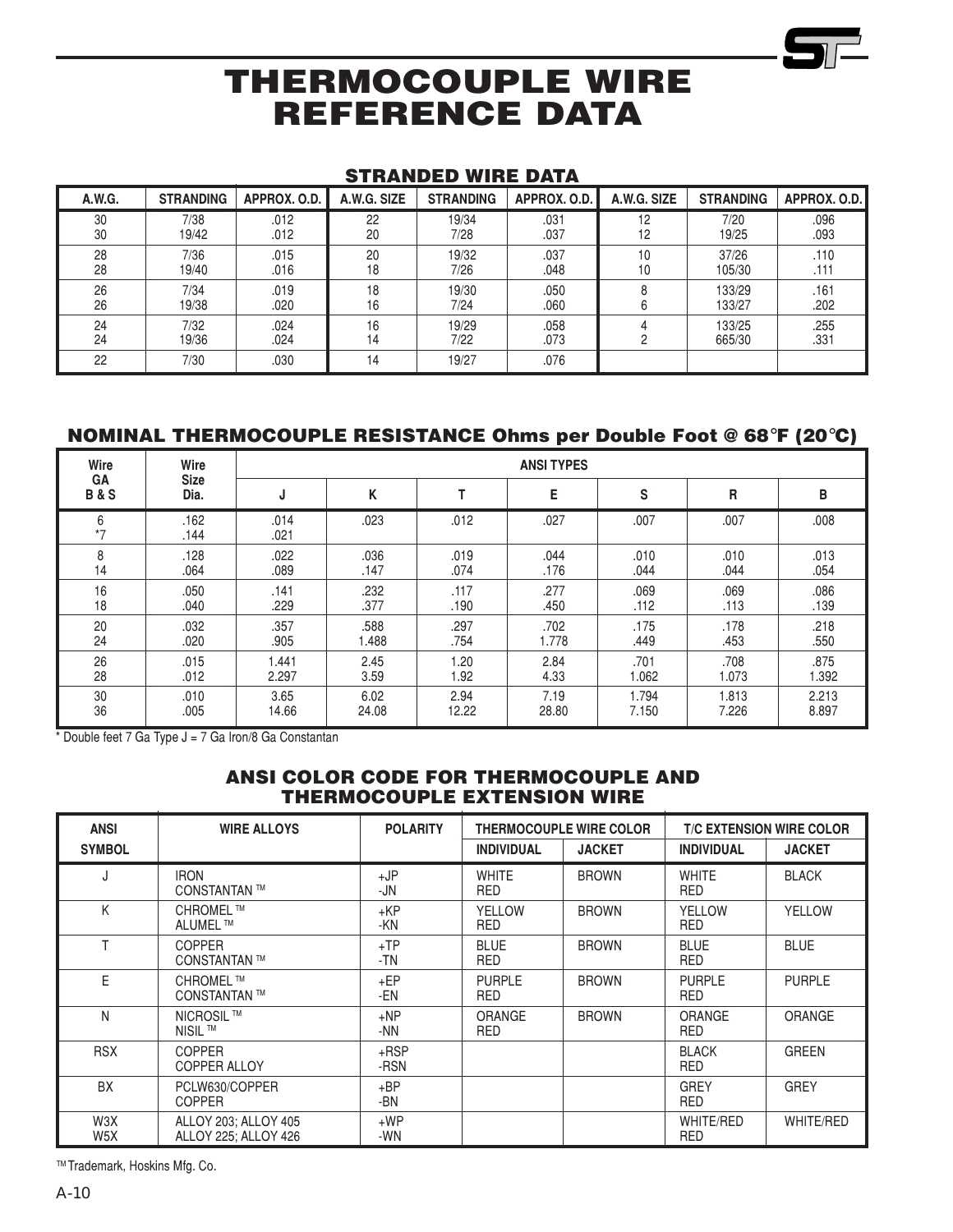# THERMOCOUPLE WIRE REFERENCE DATA

## STRANDED WIRE DATA

| A.W.G. | STRANDING | APPROX. O.D. | A.W.G. SIZE | STRANDING | APPROX. O.D. | A.W.G. SIZE | STRANDING | APPROX. O.D. |
|---|---|---|---|---|---|---|---|---|
| 30 | 7/38 | .012 | 22 | 19/34 | .031 | 12 | 7/20 | .096 |
| 30 | 19/42 | .012 | 20 | 7/28 | .037 | 12 | 19/25 | .093 |
| 28 | 7/36 | .015 | 20 | 19/32 | .037 | 10 | 37/26 | .110 |
| 28 | 19/40 | .016 | 18 | 7/26 | .048 | 10 | 105/30 | .111 |
| 26 | 7/34 | .019 | 18 | 19/30 | .050 | 8 | 133/29 | .161 |
| 26 | 19/38 | .020 | 16 | 7/24 | .060 | 6 | 133/27 | .202 |
| 24 | 7/32 | .024 | 16 | 19/29 | .058 | 4 | 133/25 | .255 |
| 24 | 19/36 | .024 | 14 | 7/22 | .073 | 2 | 665/30 | .331 |
| 22 | 7/30 | .030 | 14 | 19/27 | .076 | | | |

## NOMINAL THERMOCOUPLE RESISTANCE Ohms per Double Foot @ 68°F (20°C)

| Wire GA B & S | Wire Size Dia. | ANSI TYPES | | | | | | |
|---|---|---|---|---|---|---|---|---|
| | | J | K | T | E | S | R | B |
| 6 | .162 | .014 | .023 | .012 | .027 | .007 | .007 | .008 |
| *7 | .144 | .021 | | | | | | |
| 8 | .128 | .022 | .036 | .019 | .044 | .010 | .010 | .013 |
| 14 | .064 | .089 | .147 | .074 | .176 | .044 | .044 | .054 |
| 16 | .050 | .141 | .232 | .117 | .277 | .069 | .069 | .086 |
| 18 | .040 | .229 | .377 | .190 | .450 | .112 | .113 | .139 |
| 20 | .032 | .357 | .588 | .297 | .702 | .175 | .178 | .218 |
| 24 | .020 | .905 | 1.488 | .754 | 1.778 | .449 | .453 | .550 |
| 26 | .015 | 1.441 | 2.45 | 1.20 | 2.84 | .701 | .708 | .875 |
| 28 | .012 | 2.297 | 3.59 | 1.92 | 4.33 | 1.062 | 1.073 | 1.392 |
| 30 | .010 | 3.65 | 6.02 | 2.94 | 7.19 | 1.794 | 1.813 | 2.213 |
| 36 | .005 | 14.66 | 24.08 | 12.22 | 28.80 | 7.150 | 7.226 | 8.897 |

* Double feet 7 Ga Type J = 7 Ga Iron/8 Ga Constantan

## ANSI COLOR CODE FOR THERMOCOUPLE AND THERMOCOUPLE EXTENSION WIRE

| ANSI SYMBOL | WIRE ALLOYS | POLARITY | THERMOCOUPLE WIRE COLOR | | T/C EXTENSION WIRE COLOR | |
|---|---|---|---|---|---|---|
| | | | INDIVIDUAL | JACKET | INDIVIDUAL | JACKET |
| J | IRON<br>CONSTANTAN ™ | +JP<br>-JN | WHITE<br>RED | BROWN | WHITE<br>RED | BLACK |
| K | CHROMEL ™<br>ALUMEL ™ | +KP<br>-KN | YELLOW<br>RED | BROWN | YELLOW<br>RED | YELLOW |
| T | COPPER<br>CONSTANTAN ™ | +TP<br>-TN | BLUE<br>RED | BROWN | BLUE<br>RED | BLUE |
| E | CHROMEL ™<br>CONSTANTAN ™ | +EP<br>-EN | PURPLE<br>RED | BROWN | PURPLE<br>RED | PURPLE |
| N | NICROSIL ™<br>NISIL ™ | +NP<br>-NN | ORANGE<br>RED | BROWN | ORANGE<br>RED | ORANGE |
| RSX | COPPER<br>COPPER ALLOY | +RSP<br>-RSN | | | BLACK<br>RED | GREEN |
| BX | PCLW630/COPPER<br>COPPER | +BP<br>-BN | | | GREY<br>RED | GREY |
| W3X<br>W5X | ALLOY 203; ALLOY 405<br>ALLOY 225; ALLOY 426 | +WP<br>-WN | | | WHITE/RED<br>RED | WHITE/RED |

™ Trademark, Hoskins Mfg. Co.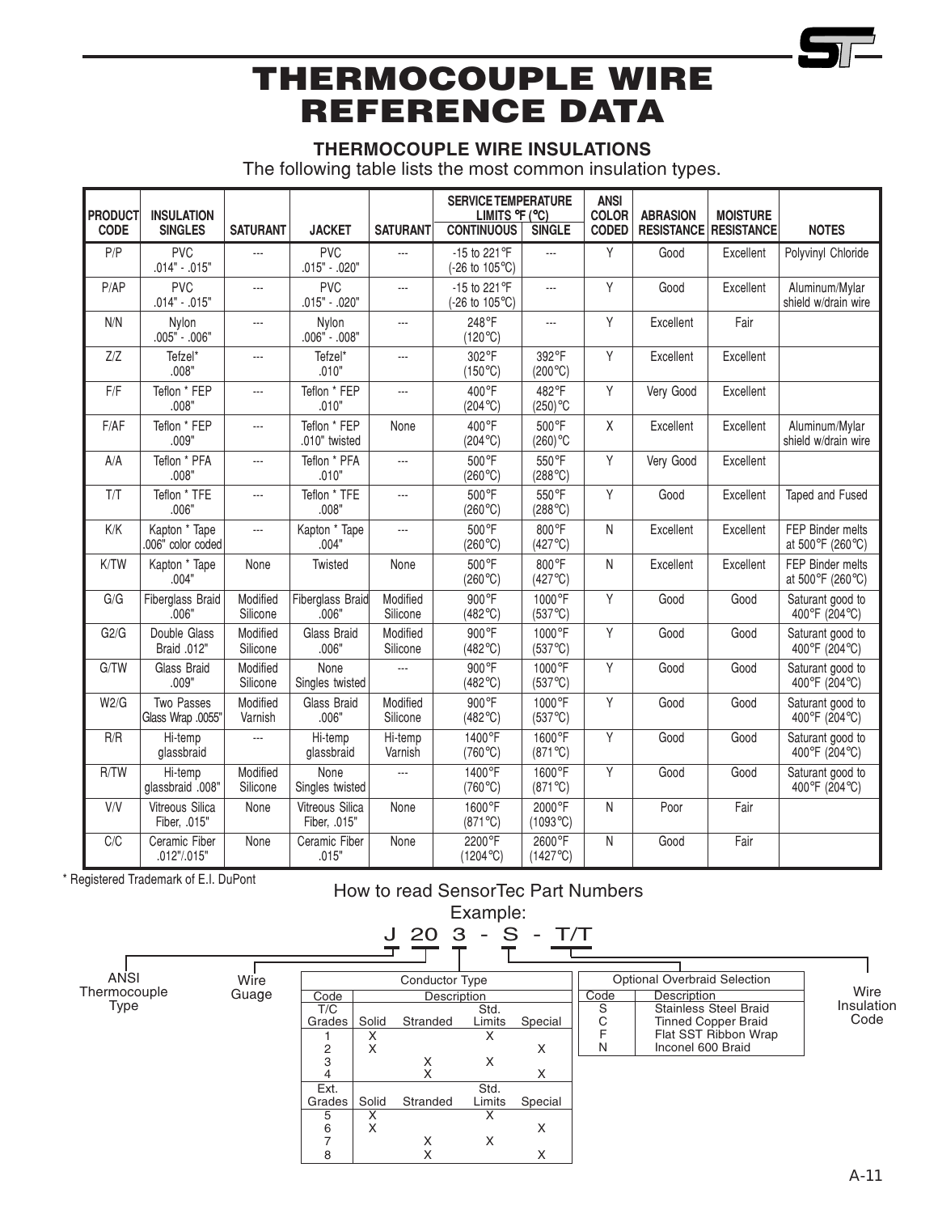# THERMOCOUPLE WIRE REFERENCE DATA

### THERMOCOUPLE WIRE INSULATIONS

The following table lists the most common insulation types.

| PRODUCT CODE | INSULATION SINGLES | SATURANT | JACKET | SATURANT | SERVICE TEMPERATURE LIMITS °F (°C) CONTINUOUS | SINGLE | ANSI COLOR CODED | ABRASION RESISTANCE | MOISTURE RESISTANCE | NOTES |
|---|---|---|---|---|---|---|---|---|---|---|
| P/P | PVC .014" - .015" | --- | PVC .015" - .020" | --- | -15 to 221°F (-26 to 105°C) | --- | Y | Good | Excellent | Polyvinyl Chloride |
| P/AP | PVC .014" - .015" | --- | PVC .015" - .020" | --- | -15 to 221°F (-26 to 105°C) | --- | Y | Good | Excellent | Aluminum/Mylar shield w/drain wire |
| N/N | Nylon .005" - .006" | --- | Nylon .006" - .008" | --- | 248°F (120°C) | --- | Y | Excellent | Fair | |
| Z/Z | Tefzel* .008" | --- | Tefzel* .010" | --- | 302°F (150°C) | 392°F (200°C) | Y | Excellent | Excellent | |
| F/F | Teflon * FEP .008" | --- | Teflon * FEP .010" | --- | 400°F (204°C) | 482°F (250)°C | Y | Very Good | Excellent | |
| F/AF | Teflon * FEP .009" | --- | Teflon * FEP .010" twisted | None | 400°F (204°C) | 500°F (260)°C | X | Excellent | Excellent | Aluminum/Mylar shield w/drain wire |
| A/A | Teflon * PFA .008" | --- | Teflon * PFA .010" | --- | 500°F (260°C) | 550°F (288°C) | Y | Very Good | Excellent | |
| T/T | Teflon * TFE .006" | --- | Teflon * TFE .008" | --- | 500°F (260°C) | 550°F (288°C) | Y | Good | Excellent | Taped and Fused |
| K/K | Kapton * Tape .006" color coded | --- | Kapton * Tape .004" | --- | 500°F (260°C) | 800°F (427°C) | N | Excellent | Excellent | FEP Binder melts at 500°F (260°C) |
| K/TW | Kapton * Tape .004" | None | Twisted | None | 500°F (260°C) | 800°F (427°C) | N | Excellent | Excellent | FEP Binder melts at 500°F (260°C) |
| G/G | Fiberglass Braid .006" | Modified Silicone | Fiberglass Braid .006" | Modified Silicone | 900°F (482°C) | 1000°F (537°C) | Y | Good | Good | Saturant good to 400°F (204°C) |
| G2/G | Double Glass Braid .012" | Modified Silicone | Glass Braid .006" | Modified Silicone | 900°F (482°C) | 1000°F (537°C) | Y | Good | Good | Saturant good to 400°F (204°C) |
| G/TW | Glass Braid .009" | Modified Silicone | None Singles twisted | --- | 900°F (482°C) | 1000°F (537°C) | Y | Good | Good | Saturant good to 400°F (204°C) |
| W2/G | Two Passes Glass Wrap .0055" | Modified Varnish | Glass Braid .006" | Modified Silicone | 900°F (482°C) | 1000°F (537°C) | Y | Good | Good | Saturant good to 400°F (204°C) |
| R/R | Hi-temp glassbraid | --- | Hi-temp glassbraid | Hi-temp Varnish | 1400°F (760°C) | 1600°F (871°C) | Y | Good | Good | Saturant good to 400°F (204°C) |
| R/TW | Hi-temp glassbraid .008" | Modified Silicone | None Singles twisted | --- | 1400°F (760°C) | 1600°F (871°C) | Y | Good | Good | Saturant good to 400°F (204°C) |
| V/V | Vitreous Silica Fiber, .015" | None | Vitreous Silica Fiber, .015" | None | 1600°F (871°C) | 2000°F (1093°C) | N | Poor | Fair | |
| C/C | Ceramic Fiber .012"/.015" | None | Ceramic Fiber .015" | None | 2200°F (1204°C) | 2600°F (1427°C) | N | Good | Fair | |

\* Registered Trademark of E.I. DuPont

## How to read SensorTec Part Numbers

Example:

**J 20 3 - S - T/T**

- J = ANSI Thermocouple Type
- 20 = Wire Guage
- 3 = Conductor Type
- S = Optional Overbraid Selection
- T/T = Wire Insulation Code

**Conductor Type**

| Code T/C Grades | Solid | Stranded | Std. Limits | Special |
|---|---|---|---|---|
| 1 | X | | X | |
| 2 | X | | | X |
| 3 | | X | X | |
| 4 | | X | | X |
| **Ext. Grades** | **Solid** | **Stranded** | **Std. Limits** | **Special** |
| 5 | X | | X | |
| 6 | X | | | X |
| 7 | | X | X | |
| 8 | | X | | X |

**Optional Overbraid Selection**

| Code | Description |
|---|---|
| S | Stainless Steel Braid |
| C | Tinned Copper Braid |
| F | Flat SST Ribbon Wrap |
| N | Inconel 600 Braid |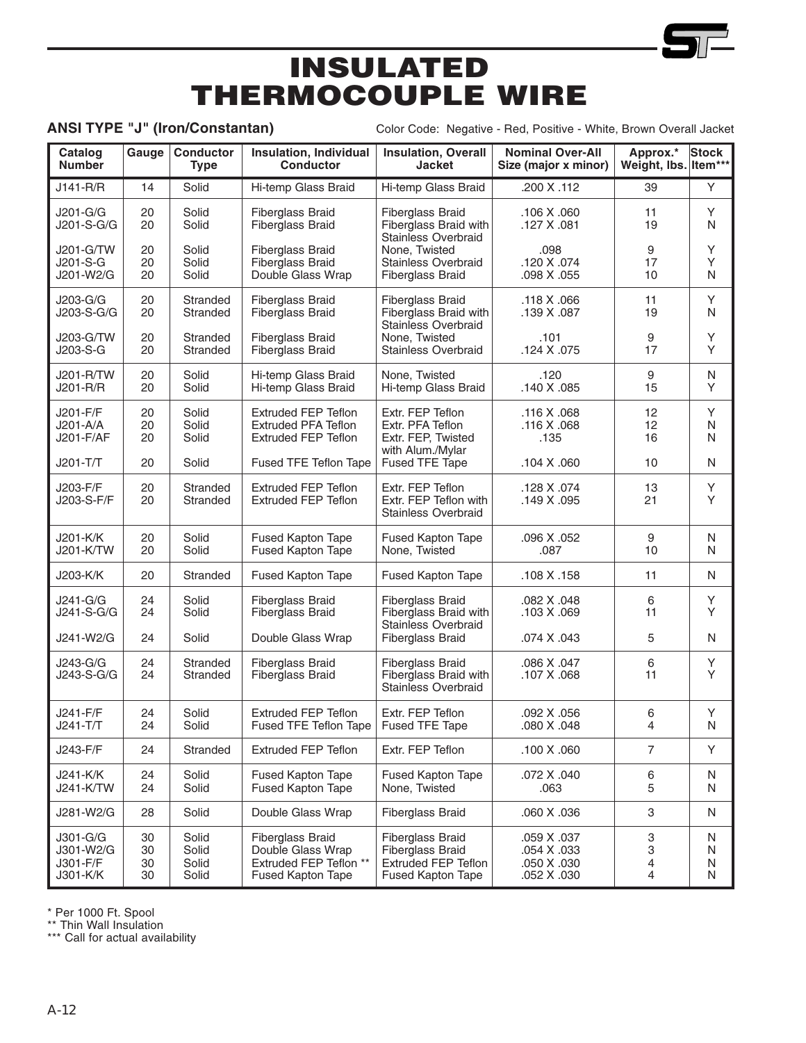# INSULATED THERMOCOUPLE WIRE

**ANSI TYPE "J" (Iron/Constantan)**

Color Code: Negative - Red, Positive - White, Brown Overall Jacket

| Catalog Number | Gauge | Conductor Type | Insulation, Individual Conductor | Insulation, Overall Jacket | Nominal Over-All Size (major x minor) | Approx.* Weight, lbs. | Stock Item*** |
|---|---|---|---|---|---|---|---|
| J141-R/R | 14 | Solid | Hi-temp Glass Braid | Hi-temp Glass Braid | .200 X .112 | 39 | Y |
| J201-G/G | 20 | Solid | Fiberglass Braid | Fiberglass Braid | .106 X .060 | 11 | Y |
| J201-S-G/G | 20 | Solid | Fiberglass Braid | Fiberglass Braid with Stainless Overbraid | .127 X .081 | 19 | N |
| J201-G/TW | 20 | Solid | Fiberglass Braid | None, Twisted | .098 | 9 | Y |
| J201-S-G | 20 | Solid | Fiberglass Braid | Stainless Overbraid | .120 X .074 | 17 | Y |
| J201-W2/G | 20 | Solid | Double Glass Wrap | Fiberglass Braid | .098 X .055 | 10 | N |
| J203-G/G | 20 | Stranded | Fiberglass Braid | Fiberglass Braid | .118 X .066 | 11 | Y |
| J203-S-G/G | 20 | Stranded | Fiberglass Braid | Fiberglass Braid with Stainless Overbraid | .139 X .087 | 19 | N |
| J203-G/TW | 20 | Stranded | Fiberglass Braid | None, Twisted | .101 | 9 | Y |
| J203-S-G | 20 | Stranded | Fiberglass Braid | Stainless Overbraid | .124 X .075 | 17 | Y |
| J201-R/TW | 20 | Solid | Hi-temp Glass Braid | None, Twisted | .120 | 9 | N |
| J201-R/R | 20 | Solid | Hi-temp Glass Braid | Hi-temp Glass Braid | .140 X .085 | 15 | Y |
| J201-F/F | 20 | Solid | Extruded FEP Teflon | Extr. FEP Teflon | .116 X .068 | 12 | Y |
| J201-A/A | 20 | Solid | Extruded PFA Teflon | Extr. PFA Teflon | .116 X .068 | 12 | N |
| J201-F/AF | 20 | Solid | Extruded FEP Teflon | Extr. FEP, Twisted with Alum./Mylar | .135 | 16 | N |
| J201-T/T | 20 | Solid | Fused TFE Teflon Tape | Fused TFE Tape | .104 X .060 | 10 | N |
| J203-F/F | 20 | Stranded | Extruded FEP Teflon | Extr. FEP Teflon | .128 X .074 | 13 | Y |
| J203-S-F/F | 20 | Stranded | Extruded FEP Teflon | Extr. FEP Teflon with Stainless Overbraid | .149 X .095 | 21 | Y |
| J201-K/K | 20 | Solid | Fused Kapton Tape | Fused Kapton Tape | .096 X .052 | 9 | N |
| J201-K/TW | 20 | Solid | Fused Kapton Tape | None, Twisted | .087 | 10 | N |
| J203-K/K | 20 | Stranded | Fused Kapton Tape | Fused Kapton Tape | .108 X .158 | 11 | N |
| J241-G/G | 24 | Solid | Fiberglass Braid | Fiberglass Braid | .082 X .048 | 6 | Y |
| J241-S-G/G | 24 | Solid | Fiberglass Braid | Fiberglass Braid with Stainless Overbraid | .103 X .069 | 11 | Y |
| J241-W2/G | 24 | Solid | Double Glass Wrap | Fiberglass Braid | .074 X .043 | 5 | N |
| J243-G/G | 24 | Stranded | Fiberglass Braid | Fiberglass Braid | .086 X .047 | 6 | Y |
| J243-S-G/G | 24 | Stranded | Fiberglass Braid | Fiberglass Braid with Stainless Overbraid | .107 X .068 | 11 | Y |
| J241-F/F | 24 | Solid | Extruded FEP Teflon | Extr. FEP Teflon | .092 X .056 | 6 | Y |
| J241-T/T | 24 | Solid | Fused TFE Teflon Tape | Fused TFE Tape | .080 X .048 | 4 | N |
| J243-F/F | 24 | Stranded | Extruded FEP Teflon | Extr. FEP Teflon | .100 X .060 | 7 | Y |
| J241-K/K | 24 | Solid | Fused Kapton Tape | Fused Kapton Tape | .072 X .040 | 6 | N |
| J241-K/TW | 24 | Solid | Fused Kapton Tape | None, Twisted | .063 | 5 | N |
| J281-W2/G | 28 | Solid | Double Glass Wrap | Fiberglass Braid | .060 X .036 | 3 | N |
| J301-G/G | 30 | Solid | Fiberglass Braid | Fiberglass Braid | .059 X .037 | 3 | N |
| J301-W2/G | 30 | Solid | Double Glass Wrap | Fiberglass Braid | .054 X .033 | 3 | N |
| J301-F/F | 30 | Solid | Extruded FEP Teflon ** | Extruded FEP Teflon | .050 X .030 | 4 | N |
| J301-K/K | 30 | Solid | Fused Kapton Tape | Fused Kapton Tape | .052 X .030 | 4 | N |

\* Per 1000 Ft. Spool

** Thin Wall Insulation

*** Call for actual availability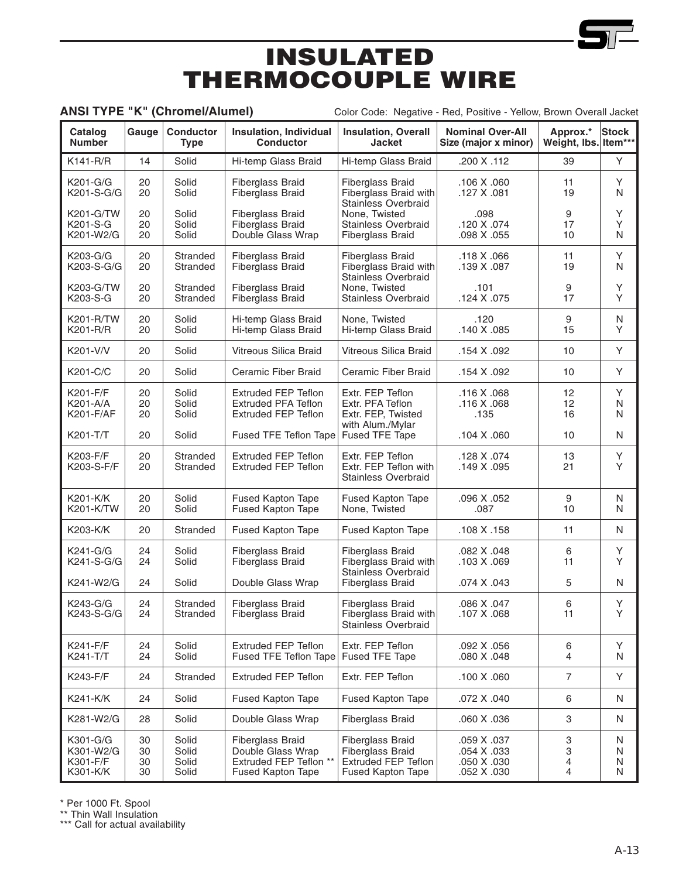# INSULATED THERMOCOUPLE WIRE

**ANSI TYPE "K" (Chromel/Alumel)** Color Code: Negative - Red, Positive - Yellow, Brown Overall Jacket

| Catalog Number | Gauge | Conductor Type | Insulation, Individual Conductor | Insulation, Overall Jacket | Nominal Over-All Size (major x minor) | Approx.* Weight, lbs. | Stock Item*** |
|---|---|---|---|---|---|---|---|
| K141-R/R | 14 | Solid | Hi-temp Glass Braid | Hi-temp Glass Braid | .200 X .112 | 39 | Y |
| K201-G/G | 20 | Solid | Fiberglass Braid | Fiberglass Braid | .106 X .060 | 11 | Y |
| K201-S-G/G | 20 | Solid | Fiberglass Braid | Fiberglass Braid with Stainless Overbraid | .127 X .081 | 19 | N |
| K201-G/TW | 20 | Solid | Fiberglass Braid | None, Twisted | .098 | 9 | Y |
| K201-S-G | 20 | Solid | Fiberglass Braid | Stainless Overbraid | .120 X .074 | 17 | Y |
| K201-W2/G | 20 | Solid | Double Glass Wrap | Fiberglass Braid | .098 X .055 | 10 | N |
| K203-G/G | 20 | Stranded | Fiberglass Braid | Fiberglass Braid | .118 X .066 | 11 | Y |
| K203-S-G/G | 20 | Stranded | Fiberglass Braid | Fiberglass Braid with Stainless Overbraid | .139 X .087 | 19 | N |
| K203-G/TW | 20 | Stranded | Fiberglass Braid | None, Twisted | .101 | 9 | Y |
| K203-S-G | 20 | Stranded | Fiberglass Braid | Stainless Overbraid | .124 X .075 | 17 | Y |
| K201-R/TW | 20 | Solid | Hi-temp Glass Braid | None, Twisted | .120 | 9 | N |
| K201-R/R | 20 | Solid | Hi-temp Glass Braid | Hi-temp Glass Braid | .140 X .085 | 15 | Y |
| K201-V/V | 20 | Solid | Vitreous Silica Braid | Vitreous Silica Braid | .154 X .092 | 10 | Y |
| K201-C/C | 20 | Solid | Ceramic Fiber Braid | Ceramic Fiber Braid | .154 X .092 | 10 | Y |
| K201-F/F | 20 | Solid | Extruded FEP Teflon | Extr. FEP Teflon | .116 X .068 | 12 | Y |
| K201-A/A | 20 | Solid | Extruded PFA Teflon | Extr. PFA Teflon | .116 X .068 | 12 | N |
| K201-F/AF | 20 | Solid | Extruded FEP Teflon | Extr. FEP, Twisted with Alum./Mylar | .135 | 16 | N |
| K201-T/T | 20 | Solid | Fused TFE Teflon Tape | Fused TFE Tape | .104 X .060 | 10 | N |
| K203-F/F | 20 | Stranded | Extruded FEP Teflon | Extr. FEP Teflon | .128 X .074 | 13 | Y |
| K203-S-F/F | 20 | Stranded | Extruded FEP Teflon | Extr. FEP Teflon with Stainless Overbraid | .149 X .095 | 21 | Y |
| K201-K/K | 20 | Solid | Fused Kapton Tape | Fused Kapton Tape | .096 X .052 | 9 | N |
| K201-K/TW | 20 | Solid | Fused Kapton Tape | None, Twisted | .087 | 10 | N |
| K203-K/K | 20 | Stranded | Fused Kapton Tape | Fused Kapton Tape | .108 X .158 | 11 | N |
| K241-G/G | 24 | Solid | Fiberglass Braid | Fiberglass Braid | .082 X .048 | 6 | Y |
| K241-S-G/G | 24 | Solid | Fiberglass Braid | Fiberglass Braid with Stainless Overbraid | .103 X .069 | 11 | Y |
| K241-W2/G | 24 | Solid | Double Glass Wrap | Fiberglass Braid | .074 X .043 | 5 | N |
| K243-G/G | 24 | Stranded | Fiberglass Braid | Fiberglass Braid | .086 X .047 | 6 | Y |
| K243-S-G/G | 24 | Stranded | Fiberglass Braid | Fiberglass Braid with Stainless Overbraid | .107 X .068 | 11 | Y |
| K241-F/F | 24 | Solid | Extruded FEP Teflon | Extr. FEP Teflon | .092 X .056 | 6 | Y |
| K241-T/T | 24 | Solid | Fused TFE Teflon Tape | Fused TFE Tape | .080 X .048 | 4 | N |
| K243-F/F | 24 | Stranded | Extruded FEP Teflon | Extr. FEP Teflon | .100 X .060 | 7 | Y |
| K241-K/K | 24 | Solid | Fused Kapton Tape | Fused Kapton Tape | .072 X .040 | 6 | N |
| K281-W2/G | 28 | Solid | Double Glass Wrap | Fiberglass Braid | .060 X .036 | 3 | N |
| K301-G/G | 30 | Solid | Fiberglass Braid | Fiberglass Braid | .059 X .037 | 3 | N |
| K301-W2/G | 30 | Solid | Double Glass Wrap | Fiberglass Braid | .054 X .033 | 3 | N |
| K301-F/F | 30 | Solid | Extruded FEP Teflon ** | Extruded FEP Teflon | .050 X .030 | 4 | N |
| K301-K/K | 30 | Solid | Fused Kapton Tape | Fused Kapton Tape | .052 X .030 | 4 | N |

\* Per 1000 Ft. Spool
** Thin Wall Insulation
*** Call for actual availability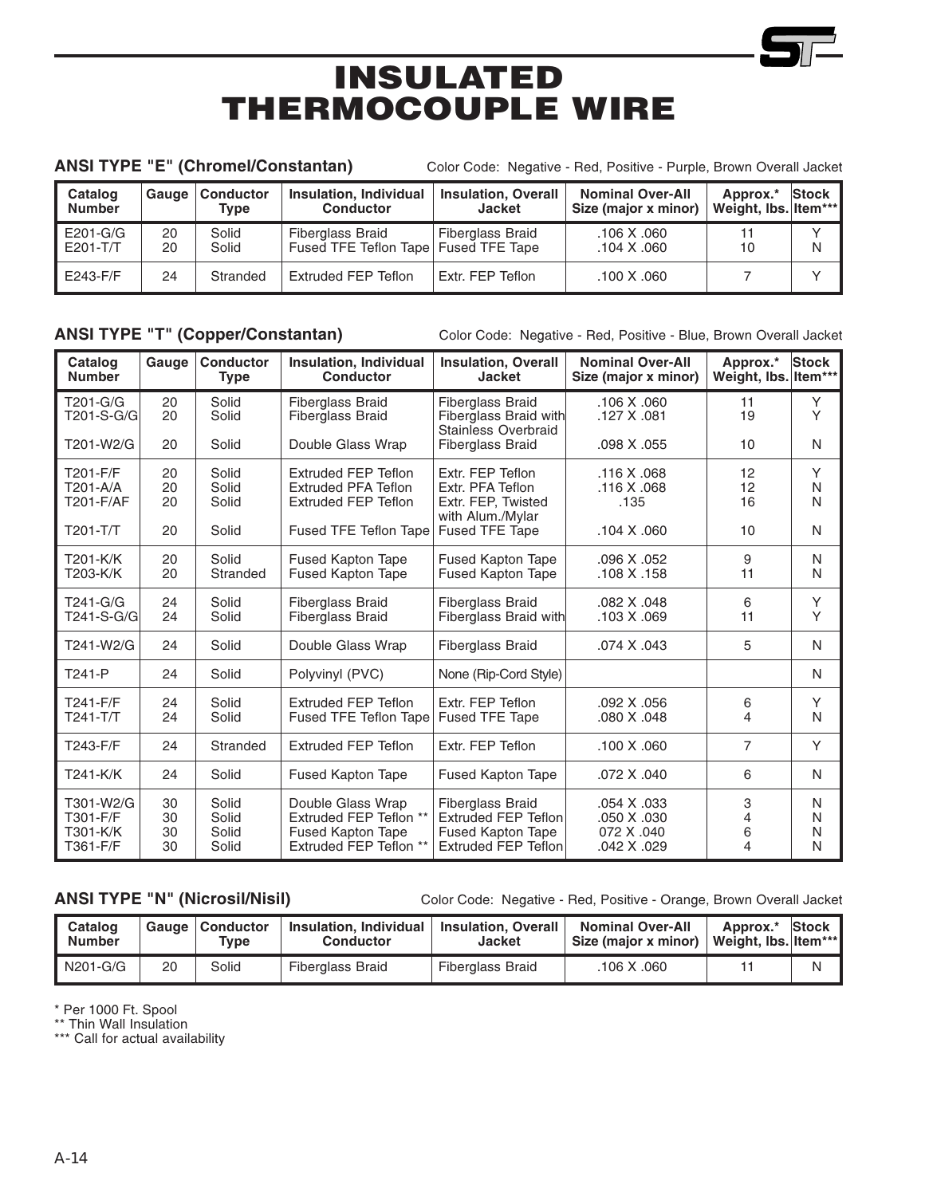# INSULATED THERMOCOUPLE WIRE

**ANSI TYPE "E" (Chromel/Constantan)** — Color Code: Negative - Red, Positive - Purple, Brown Overall Jacket

| Catalog Number | Gauge | Conductor Type | Insulation, Individual Conductor | Insulation, Overall Jacket | Nominal Over-All Size (major x minor) | Approx.* Weight, lbs. | Stock Item*** |
|---|---|---|---|---|---|---|---|
| E201-G/G | 20 | Solid | Fiberglass Braid | Fiberglass Braid | .106 X .060 | 11 | Y |
| E201-T/T | 20 | Solid | Fused TFE Teflon Tape | Fused TFE Tape | .104 X .060 | 10 | N |
| E243-F/F | 24 | Stranded | Extruded FEP Teflon | Extr. FEP Teflon | .100 X .060 | 7 | Y |

**ANSI TYPE "T" (Copper/Constantan)** — Color Code: Negative - Red, Positive - Blue, Brown Overall Jacket

| Catalog Number | Gauge | Conductor Type | Insulation, Individual Conductor | Insulation, Overall Jacket | Nominal Over-All Size (major x minor) | Approx.* Weight, lbs. | Stock Item*** |
|---|---|---|---|---|---|---|---|
| T201-G/G | 20 | Solid | Fiberglass Braid | Fiberglass Braid | .106 X .060 | 11 | Y |
| T201-S-G/G | 20 | Solid | Fiberglass Braid | Fiberglass Braid with Stainless Overbraid | .127 X .081 | 19 | Y |
| T201-W2/G | 20 | Solid | Double Glass Wrap | Fiberglass Braid | .098 X .055 | 10 | N |
| T201-F/F | 20 | Solid | Extruded FEP Teflon | Extr. FEP Teflon | .116 X .068 | 12 | Y |
| T201-A/A | 20 | Solid | Extruded PFA Teflon | Extr. PFA Teflon | .116 X .068 | 12 | N |
| T201-F/AF | 20 | Solid | Extruded FEP Teflon | Extr. FEP, Twisted with Alum./Mylar | .135 | 16 | N |
| T201-T/T | 20 | Solid | Fused TFE Teflon Tape | Fused TFE Tape | .104 X .060 | 10 | N |
| T201-K/K | 20 | Solid | Fused Kapton Tape | Fused Kapton Tape | .096 X .052 | 9 | N |
| T203-K/K | 20 | Stranded | Fused Kapton Tape | Fused Kapton Tape | .108 X .158 | 11 | N |
| T241-G/G | 24 | Solid | Fiberglass Braid | Fiberglass Braid | .082 X .048 | 6 | Y |
| T241-S-G/G | 24 | Solid | Fiberglass Braid | Fiberglass Braid with | .103 X .069 | 11 | Y |
| T241-W2/G | 24 | Solid | Double Glass Wrap | Fiberglass Braid | .074 X .043 | 5 | N |
| T241-P | 24 | Solid | Polyvinyl (PVC) | None (Rip-Cord Style) | | | N |
| T241-F/F | 24 | Solid | Extruded FEP Teflon | Extr. FEP Teflon | .092 X .056 | 6 | Y |
| T241-T/T | 24 | Solid | Fused TFE Teflon Tape | Fused TFE Tape | .080 X .048 | 4 | N |
| T243-F/F | 24 | Stranded | Extruded FEP Teflon | Extr. FEP Teflon | .100 X .060 | 7 | Y |
| T241-K/K | 24 | Solid | Fused Kapton Tape | Fused Kapton Tape | .072 X .040 | 6 | N |
| T301-W2/G | 30 | Solid | Double Glass Wrap | Fiberglass Braid | .054 X .033 | 3 | N |
| T301-F/F | 30 | Solid | Extruded FEP Teflon ** | Extruded FEP Teflon | .050 X .030 | 4 | N |
| T301-K/K | 30 | Solid | Fused Kapton Tape | Fused Kapton Tape | 072 X .040 | 6 | N |
| T361-F/F | 30 | Solid | Extruded FEP Teflon ** | Extruded FEP Teflon | .042 X .029 | 4 | N |

**ANSI TYPE "N" (Nicrosil/Nisil)** — Color Code: Negative - Red, Positive - Orange, Brown Overall Jacket

| Catalog Number | Gauge | Conductor Type | Insulation, Individual Conductor | Insulation, Overall Jacket | Nominal Over-All Size (major x minor) | Approx.* Weight, lbs. | Stock Item*** |
|---|---|---|---|---|---|---|---|
| N201-G/G | 20 | Solid | Fiberglass Braid | Fiberglass Braid | .106 X .060 | 11 | N |

\* Per 1000 Ft. Spool
** Thin Wall Insulation
*** Call for actual availability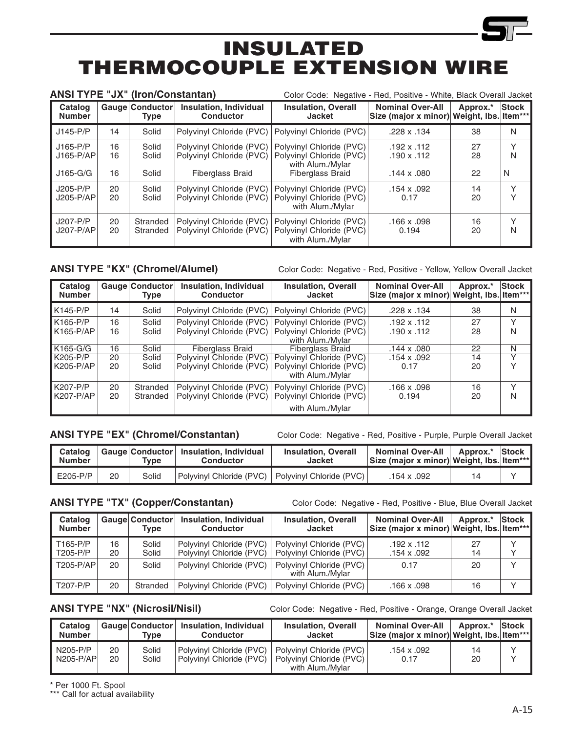# INSULATED THERMOCOUPLE EXTENSION WIRE

## ANSI TYPE "JX" (Iron/Constantan)

Color Code: Negative - Red, Positive - White, Black Overall Jacket

| Catalog Number | Gauge | Conductor Type | Insulation, Individual Conductor | Insulation, Overall Jacket | Nominal Over-All Size (major x minor) | Approx.* Weight, lbs. | Stock Item*** |
|---|---|---|---|---|---|---|---|
| J145-P/P | 14 | Solid | Polyvinyl Chloride (PVC) | Polyvinyl Chloride (PVC) | .228 x .134 | 38 | N |
| J165-P/P | 16 | Solid | Polyvinyl Chloride (PVC) | Polyvinyl Chloride (PVC) | .192 x .112 | 27 | Y |
| J165-P/AP | 16 | Solid | Polyvinyl Chloride (PVC) | Polyvinyl Chloride (PVC) with Alum./Mylar | .190 x .112 | 28 | N |
| J165-G/G | 16 | Solid | Fiberglass Braid | Fiberglass Braid | .144 x .080 | 22 | N |
| J205-P/P | 20 | Solid | Polyvinyl Chloride (PVC) | Polyvinyl Chloride (PVC) | .154 x .092 | 14 | Y |
| J205-P/AP | 20 | Solid | Polyvinyl Chloride (PVC) | Polyvinyl Chloride (PVC) with Alum./Mylar | 0.17 | 20 | Y |
| J207-P/P | 20 | Stranded | Polyvinyl Chloride (PVC) | Polyvinyl Chloride (PVC) | .166 x .098 | 16 | Y |
| J207-P/AP | 20 | Stranded | Polyvinyl Chloride (PVC) | Polyvinyl Chloride (PVC) with Alum./Mylar | 0.194 | 20 | N |

## ANSI TYPE "KX" (Chromel/Alumel)

Color Code: Negative - Red, Positive - Yellow, Yellow Overall Jacket

| Catalog Number | Gauge | Conductor Type | Insulation, Individual Conductor | Insulation, Overall Jacket | Nominal Over-All Size (major x minor) | Approx.* Weight, lbs. | Stock Item*** |
|---|---|---|---|---|---|---|---|
| K145-P/P | 14 | Solid | Polyvinyl Chloride (PVC) | Polyvinyl Chloride (PVC) | .228 x .134 | 38 | N |
| K165-P/P | 16 | Solid | Polyvinyl Chloride (PVC) | Polyvinyl Chloride (PVC) | .192 x .112 | 27 | Y |
| K165-P/AP | 16 | Solid | Polyvinyl Chloride (PVC) | Polyvinyl Chloride (PVC) with Alum./Mylar | .190 x .112 | 28 | N |
| K165-G/G | 16 | Solid | Fiberglass Braid | Fiberglass Braid | .144 x .080 | 22 | N |
| K205-P/P | 20 | Solid | Polyvinyl Chloride (PVC) | Polyvinyl Chloride (PVC) | .154 x .092 | 14 | Y |
| K205-P/AP | 20 | Solid | Polyvinyl Chloride (PVC) | Polyvinyl Chloride (PVC) with Alum./Mylar | 0.17 | 20 | Y |
| K207-P/P | 20 | Stranded | Polyvinyl Chloride (PVC) | Polyvinyl Chloride (PVC) | .166 x .098 | 16 | Y |
| K207-P/AP | 20 | Stranded | Polyvinyl Chloride (PVC) | Polyvinyl Chloride (PVC) with Alum./Mylar | 0.194 | 20 | N |

## ANSI TYPE "EX" (Chromel/Constantan)

Color Code: Negative - Red, Positive - Purple, Purple Overall Jacket

| Catalog Number | Gauge | Conductor Type | Insulation, Individual Conductor | Insulation, Overall Jacket | Nominal Over-All Size (major x minor) | Approx.* Weight, lbs. | Stock Item*** |
|---|---|---|---|---|---|---|---|
| E205-P/P | 20 | Solid | Polyvinyl Chloride (PVC) | Polyvinyl Chloride (PVC) | .154 x .092 | 14 | Y |

## ANSI TYPE "TX" (Copper/Constantan)

Color Code: Negative - Red, Positive - Blue, Blue Overall Jacket

| Catalog Number | Gauge | Conductor Type | Insulation, Individual Conductor | Insulation, Overall Jacket | Nominal Over-All Size (major x minor) | Approx.* Weight, lbs. | Stock Item*** |
|---|---|---|---|---|---|---|---|
| T165-P/P | 16 | Solid | Polyvinyl Chloride (PVC) | Polyvinyl Chloride (PVC) | .192 x .112 | 27 | Y |
| T205-P/P | 20 | Solid | Polyvinyl Chloride (PVC) | Polyvinyl Chloride (PVC) | .154 x .092 | 14 | Y |
| T205-P/AP | 20 | Solid | Polyvinyl Chloride (PVC) | Polyvinyl Chloride (PVC) with Alum./Mylar | 0.17 | 20 | Y |
| T207-P/P | 20 | Stranded | Polyvinyl Chloride (PVC) | Polyvinyl Chloride (PVC) | .166 x .098 | 16 | Y |

## ANSI TYPE "NX" (Nicrosil/Nisil)

Color Code: Negative - Red, Positive - Orange, Orange Overall Jacket

| Catalog Number | Gauge | Conductor Type | Insulation, Individual Conductor | Insulation, Overall Jacket | Nominal Over-All Size (major x minor) | Approx.* Weight, lbs. | Stock Item*** |
|---|---|---|---|---|---|---|---|
| N205-P/P | 20 | Solid | Polyvinyl Chloride (PVC) | Polyvinyl Chloride (PVC) | .154 x .092 | 14 | Y |
| N205-P/AP | 20 | Solid | Polyvinyl Chloride (PVC) | Polyvinyl Chloride (PVC) with Alum./Mylar | 0.17 | 20 | Y |

\* Per 1000 Ft. Spool

*** Call for actual availability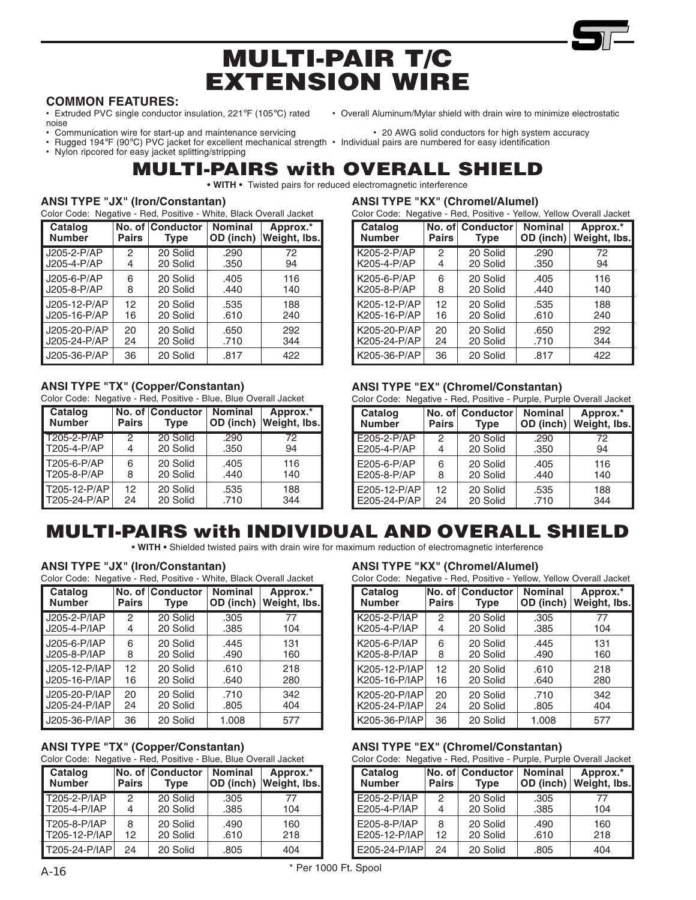# MULTI-PAIR T/C EXTENSION WIRE

**COMMON FEATURES:**

- Extruded PVC single conductor insulation, 221°F (105°C) rated
- Communication wire for start-up and maintenance servicing
- Rugged 194°F (90°C) PVC jacket for excellent mechanical strength
- Nylon ripcored for easy jacket splitting/stripping
- Overall Aluminum/Mylar shield with drain wire to minimize electrostatic noise
- 20 AWG solid conductors for high system accuracy
- Individual pairs are numbered for easy identification

## MULTI-PAIRS with OVERALL SHIELD

**• WITH •** Twisted pairs for reduced electromagnetic interference

### ANSI TYPE "JX" (Iron/Constantan)

Color Code: Negative - Red, Positive - White, Black Overall Jacket

| Catalog Number | No. of Pairs | Conductor Type | Nominal OD (inch) | Approx.* Weight, lbs. |
|---|---|---|---|---|
| J205-2-P/AP | 2 | 20 Solid | .290 | 72 |
| J205-4-P/AP | 4 | 20 Solid | .350 | 94 |
| J205-6-P/AP | 6 | 20 Solid | .405 | 116 |
| J205-8-P/AP | 8 | 20 Solid | .440 | 140 |
| J205-12-P/AP | 12 | 20 Solid | .535 | 188 |
| J205-16-P/AP | 16 | 20 Solid | .610 | 240 |
| J205-20-P/AP | 20 | 20 Solid | .650 | 292 |
| J205-24-P/AP | 24 | 20 Solid | .710 | 344 |
| J205-36-P/AP | 36 | 20 Solid | .817 | 422 |

### ANSI TYPE "KX" (Chromel/Alumel)

Color Code: Negative - Red, Positive - Yellow, Yellow Overall Jacket

| Catalog Number | No. of Pairs | Conductor Type | Nominal OD (inch) | Approx.* Weight, lbs. |
|---|---|---|---|---|
| K205-2-P/AP | 2 | 20 Solid | .290 | 72 |
| K205-4-P/AP | 4 | 20 Solid | .350 | 94 |
| K205-6-P/AP | 6 | 20 Solid | .405 | 116 |
| K205-8-P/AP | 8 | 20 Solid | .440 | 140 |
| K205-12-P/AP | 12 | 20 Solid | .535 | 188 |
| K205-16-P/AP | 16 | 20 Solid | .610 | 240 |
| K205-20-P/AP | 20 | 20 Solid | .650 | 292 |
| K205-24-P/AP | 24 | 20 Solid | .710 | 344 |
| K205-36-P/AP | 36 | 20 Solid | .817 | 422 |

### ANSI TYPE "TX" (Copper/Constantan)

Color Code: Negative - Red, Positive - Blue, Blue Overall Jacket

| Catalog Number | No. of Pairs | Conductor Type | Nominal OD (inch) | Approx.* Weight, lbs. |
|---|---|---|---|---|
| T205-2-P/AP | 2 | 20 Solid | .290 | 72 |
| T205-4-P/AP | 4 | 20 Solid | .350 | 94 |
| T205-6-P/AP | 6 | 20 Solid | .405 | 116 |
| T205-8-P/AP | 8 | 20 Solid | .440 | 140 |
| T205-12-P/AP | 12 | 20 Solid | .535 | 188 |
| T205-24-P/AP | 24 | 20 Solid | .710 | 344 |

### ANSI TYPE "EX" (Chromel/Constantan)

Color Code: Negative - Red, Positive - Purple, Purple Overall Jacket

| Catalog Number | No. of Pairs | Conductor Type | Nominal OD (inch) | Approx.* Weight, lbs. |
|---|---|---|---|---|
| E205-2-P/AP | 2 | 20 Solid | .290 | 72 |
| E205-4-P/AP | 4 | 20 Solid | .350 | 94 |
| E205-6-P/AP | 6 | 20 Solid | .405 | 116 |
| E205-8-P/AP | 8 | 20 Solid | .440 | 140 |
| E205-12-P/AP | 12 | 20 Solid | .535 | 188 |
| E205-24-P/AP | 24 | 20 Solid | .710 | 344 |

## MULTI-PAIRS with INDIVIDUAL AND OVERALL SHIELD

**• WITH •** Shielded twisted pairs with drain wire for maximum reduction of electromagnetic interference

### ANSI TYPE "JX" (Iron/Constantan)

Color Code: Negative - Red, Positive - White, Black Overall Jacket

| Catalog Number | No. of Pairs | Conductor Type | Nominal OD (inch) | Approx.* Weight, lbs. |
|---|---|---|---|---|
| J205-2-P/IAP | 2 | 20 Solid | .305 | 77 |
| J205-4-P/IAP | 4 | 20 Solid | .385 | 104 |
| J205-6-P/IAP | 6 | 20 Solid | .445 | 131 |
| J205-8-P/IAP | 8 | 20 Solid | .490 | 160 |
| J205-12-P/IAP | 12 | 20 Solid | .610 | 218 |
| J205-16-P/IAP | 16 | 20 Solid | .640 | 280 |
| J205-20-P/IAP | 20 | 20 Solid | .710 | 342 |
| J205-24-P/IAP | 24 | 20 Solid | .805 | 404 |
| J205-36-P/IAP | 36 | 20 Solid | 1.008 | 577 |

### ANSI TYPE "KX" (Chromel/Alumel)

Color Code: Negative - Red, Positive - Yellow, Yellow Overall Jacket

| Catalog Number | No. of Pairs | Conductor Type | Nominal OD (inch) | Approx.* Weight, lbs. |
|---|---|---|---|---|
| K205-2-P/IAP | 2 | 20 Solid | .305 | 77 |
| K205-4-P/IAP | 4 | 20 Solid | .385 | 104 |
| K205-6-P/IAP | 6 | 20 Solid | .445 | 131 |
| K205-8-P/IAP | 8 | 20 Solid | .490 | 160 |
| K205-12-P/IAP | 12 | 20 Solid | .610 | 218 |
| K205-16-P/IAP | 16 | 20 Solid | .640 | 280 |
| K205-20-P/IAP | 20 | 20 Solid | .710 | 342 |
| K205-24-P/IAP | 24 | 20 Solid | .805 | 404 |
| K205-36-P/IAP | 36 | 20 Solid | 1.008 | 577 |

### ANSI TYPE "TX" (Copper/Constantan)

Color Code: Negative - Red, Positive - Blue, Blue Overall Jacket

| Catalog Number | No. of Pairs | Conductor Type | Nominal OD (inch) | Approx.* Weight, lbs. |
|---|---|---|---|---|
| T205-2-P/IAP | 2 | 20 Solid | .305 | 77 |
| T205-4-P/IAP | 4 | 20 Solid | .385 | 104 |
| T205-8-P/IAP | 8 | 20 Solid | .490 | 160 |
| T205-12-P/IAP | 12 | 20 Solid | .610 | 218 |
| T205-24-P/IAP | 24 | 20 Solid | .805 | 404 |

### ANSI TYPE "EX" (Chromel/Constantan)

Color Code: Negative - Red, Positive - Purple, Purple Overall Jacket

| Catalog Number | No. of Pairs | Conductor Type | Nominal OD (inch) | Approx.* Weight, lbs. |
|---|---|---|---|---|
| E205-2-P/IAP | 2 | 20 Solid | .305 | 77 |
| E205-4-P/IAP | 4 | 20 Solid | .385 | 104 |
| E205-8-P/IAP | 8 | 20 Solid | .490 | 160 |
| E205-12-P/IAP | 12 | 20 Solid | .610 | 218 |
| E205-24-P/IAP | 24 | 20 Solid | .805 | 404 |

\* Per 1000 Ft. Spool